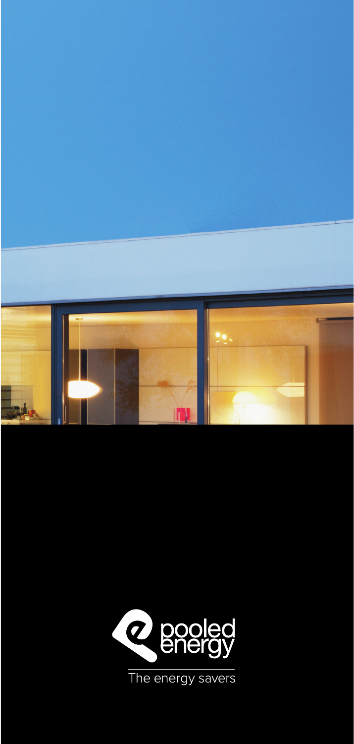pooled energy

The energy savers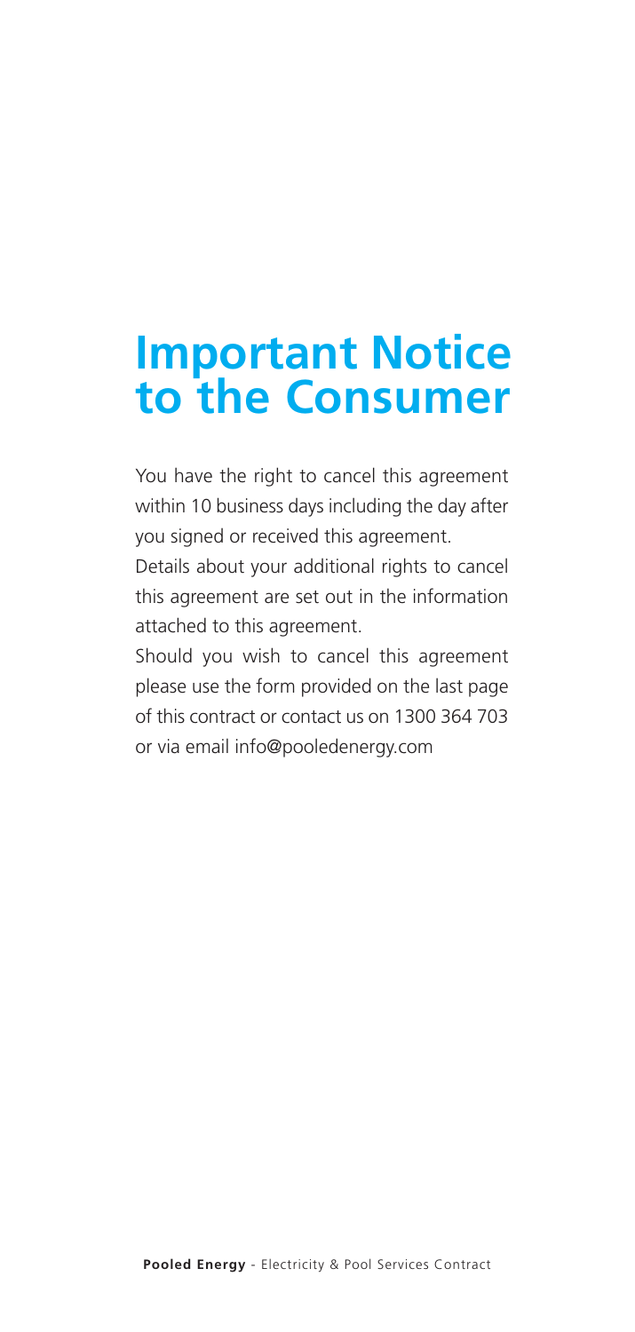# Important Notice to the Consumer

You have the right to cancel this agreement within 10 business days including the day after you signed or received this agreement.

Details about your additional rights to cancel this agreement are set out in the information attached to this agreement.

Should you wish to cancel this agreement please use the form provided on the last page of this contract or contact us on 1300 364 703 or via email info@pooledenergy.com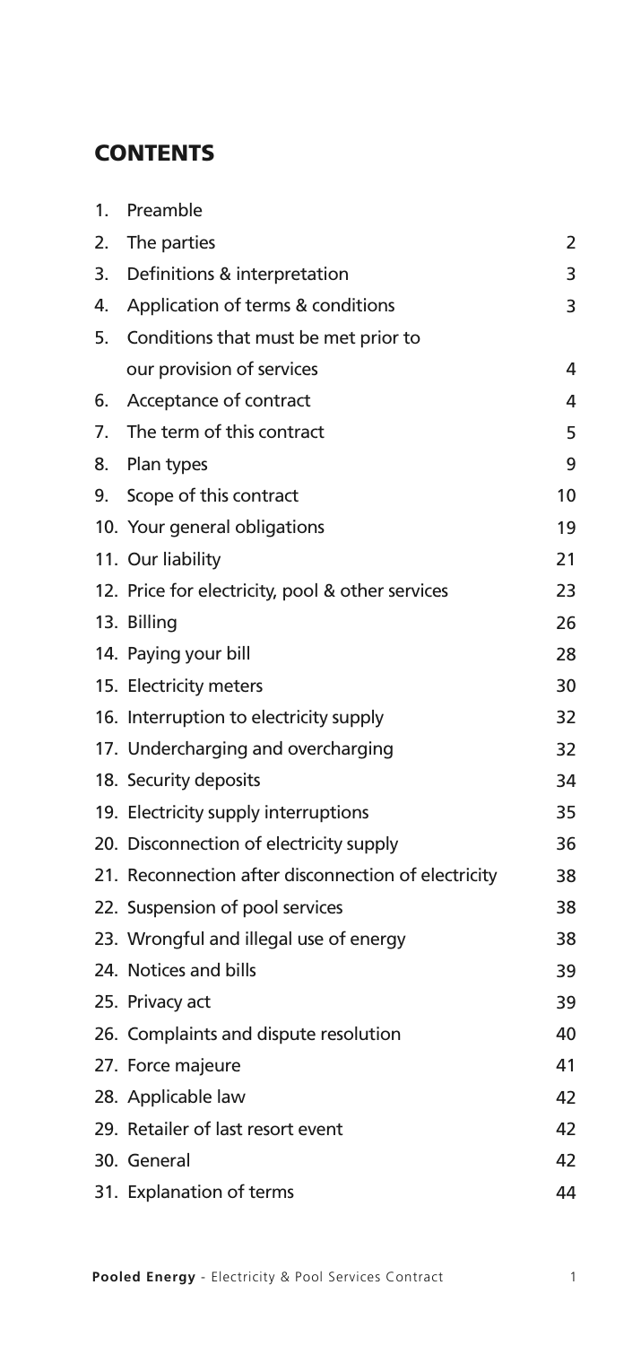## CONTENTS

| | | |
|---|---|---|
| 1. | Preamble | |
| 2. | The parties | 2 |
| 3. | Definitions & interpretation | 3 |
| 4. | Application of terms & conditions | 3 |
| 5. | Conditions that must be met prior to our provision of services | 4 |
| 6. | Acceptance of contract | 4 |
| 7. | The term of this contract | 5 |
| 8. | Plan types | 9 |
| 9. | Scope of this contract | 10 |
| 10. | Your general obligations | 19 |
| 11. | Our liability | 21 |
| 12. | Price for electricity, pool & other services | 23 |
| 13. | Billing | 26 |
| 14. | Paying your bill | 28 |
| 15. | Electricity meters | 30 |
| 16. | Interruption to electricity supply | 32 |
| 17. | Undercharging and overcharging | 32 |
| 18. | Security deposits | 34 |
| 19. | Electricity supply interruptions | 35 |
| 20. | Disconnection of electricity supply | 36 |
| 21. | Reconnection after disconnection of electricity | 38 |
| 22. | Suspension of pool services | 38 |
| 23. | Wrongful and illegal use of energy | 38 |
| 24. | Notices and bills | 39 |
| 25. | Privacy act | 39 |
| 26. | Complaints and dispute resolution | 40 |
| 27. | Force majeure | 41 |
| 28. | Applicable law | 42 |
| 29. | Retailer of last resort event | 42 |
| 30. | General | 42 |
| 31. | Explanation of terms | 44 |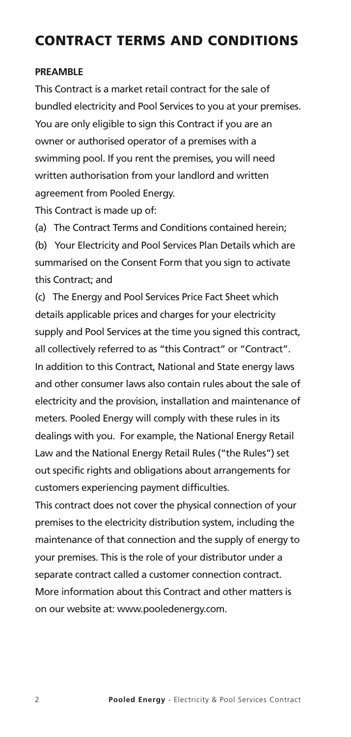# CONTRACT TERMS AND CONDITIONS

**PREAMBLE**

This Contract is a market retail contract for the sale of bundled electricity and Pool Services to you at your premises. You are only eligible to sign this Contract if you are an owner or authorised operator of a premises with a swimming pool. If you rent the premises, you will need written authorisation from your landlord and written agreement from Pooled Energy.

This Contract is made up of:

(a) The Contract Terms and Conditions contained herein;

(b) Your Electricity and Pool Services Plan Details which are summarised on the Consent Form that you sign to activate this Contract; and

(c) The Energy and Pool Services Price Fact Sheet which details applicable prices and charges for your electricity supply and Pool Services at the time you signed this contract, all collectively referred to as "this Contract" or "Contract".

In addition to this Contract, National and State energy laws and other consumer laws also contain rules about the sale of electricity and the provision, installation and maintenance of meters. Pooled Energy will comply with these rules in its dealings with you. For example, the National Energy Retail Law and the National Energy Retail Rules ("the Rules") set out specific rights and obligations about arrangements for customers experiencing payment difficulties.

This contract does not cover the physical connection of your premises to the electricity distribution system, including the maintenance of that connection and the supply of energy to your premises. This is the role of your distributor under a separate contract called a customer connection contract.

More information about this Contract and other matters is on our website at: www.pooledenergy.com.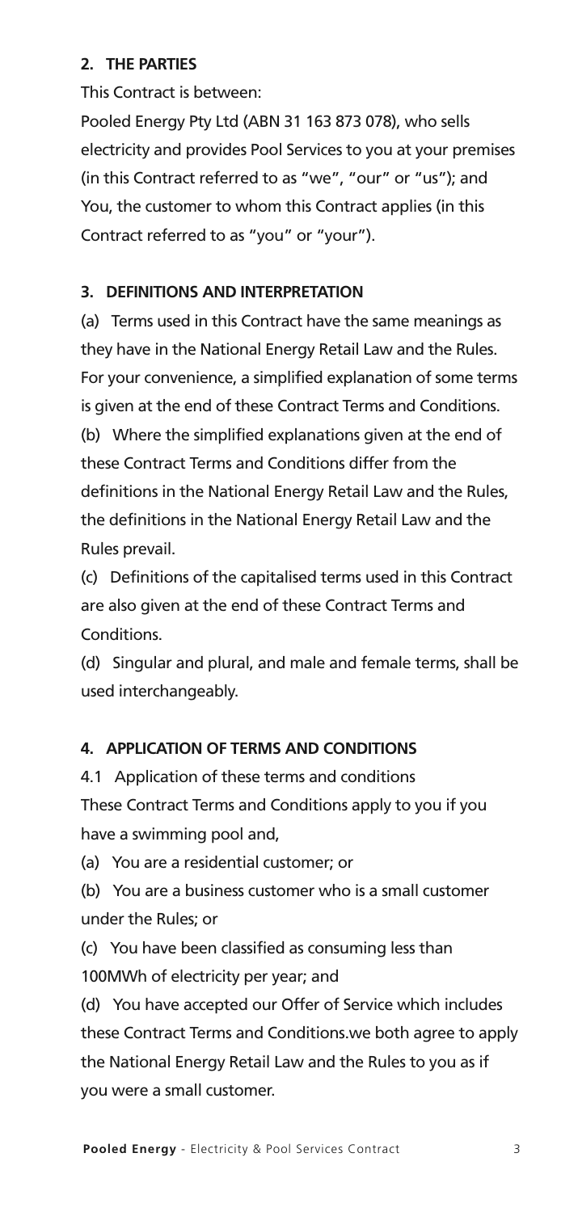## 2. THE PARTIES

This Contract is between:

Pooled Energy Pty Ltd (ABN 31 163 873 078), who sells electricity and provides Pool Services to you at your premises (in this Contract referred to as "we", "our" or "us"); and You, the customer to whom this Contract applies (in this Contract referred to as "you" or "your").

## 3. DEFINITIONS AND INTERPRETATION

(a) Terms used in this Contract have the same meanings as they have in the National Energy Retail Law and the Rules. For your convenience, a simplified explanation of some terms is given at the end of these Contract Terms and Conditions.

(b) Where the simplified explanations given at the end of these Contract Terms and Conditions differ from the definitions in the National Energy Retail Law and the Rules, the definitions in the National Energy Retail Law and the Rules prevail.

(c) Definitions of the capitalised terms used in this Contract are also given at the end of these Contract Terms and Conditions.

(d) Singular and plural, and male and female terms, shall be used interchangeably.

## 4. APPLICATION OF TERMS AND CONDITIONS

4.1 Application of these terms and conditions

These Contract Terms and Conditions apply to you if you have a swimming pool and,

(a) You are a residential customer; or

(b) You are a business customer who is a small customer under the Rules; or

(c) You have been classified as consuming less than 100MWh of electricity per year; and

(d) You have accepted our Offer of Service which includes these Contract Terms and Conditions.we both agree to apply the National Energy Retail Law and the Rules to you as if you were a small customer.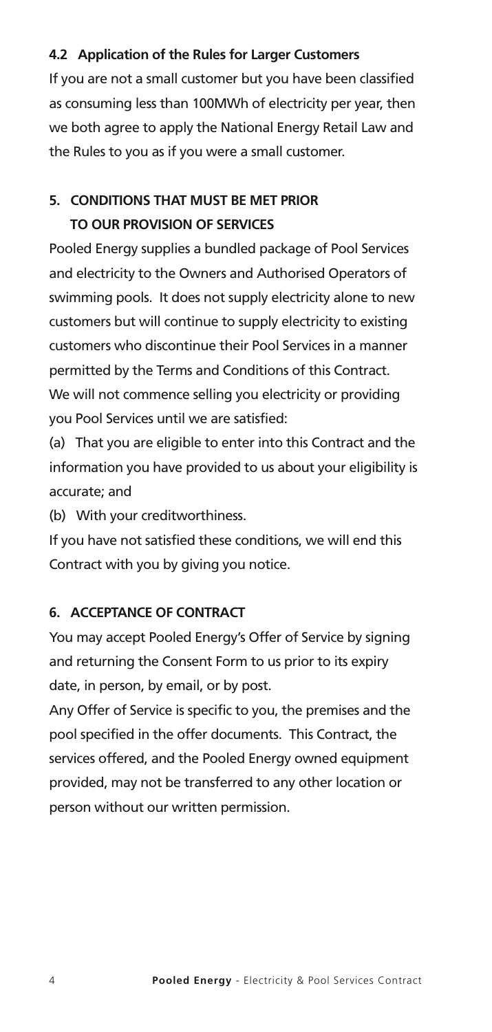### 4.2 Application of the Rules for Larger Customers

If you are not a small customer but you have been classified as consuming less than 100MWh of electricity per year, then we both agree to apply the National Energy Retail Law and the Rules to you as if you were a small customer.

## 5. CONDITIONS THAT MUST BE MET PRIOR TO OUR PROVISION OF SERVICES

Pooled Energy supplies a bundled package of Pool Services and electricity to the Owners and Authorised Operators of swimming pools. It does not supply electricity alone to new customers but will continue to supply electricity to existing customers who discontinue their Pool Services in a manner permitted by the Terms and Conditions of this Contract.

We will not commence selling you electricity or providing you Pool Services until we are satisfied:

(a) That you are eligible to enter into this Contract and the information you have provided to us about your eligibility is accurate; and

(b) With your creditworthiness.

If you have not satisfied these conditions, we will end this Contract with you by giving you notice.

## 6. ACCEPTANCE OF CONTRACT

You may accept Pooled Energy's Offer of Service by signing and returning the Consent Form to us prior to its expiry date, in person, by email, or by post.

Any Offer of Service is specific to you, the premises and the pool specified in the offer documents. This Contract, the services offered, and the Pooled Energy owned equipment provided, may not be transferred to any other location or person without our written permission.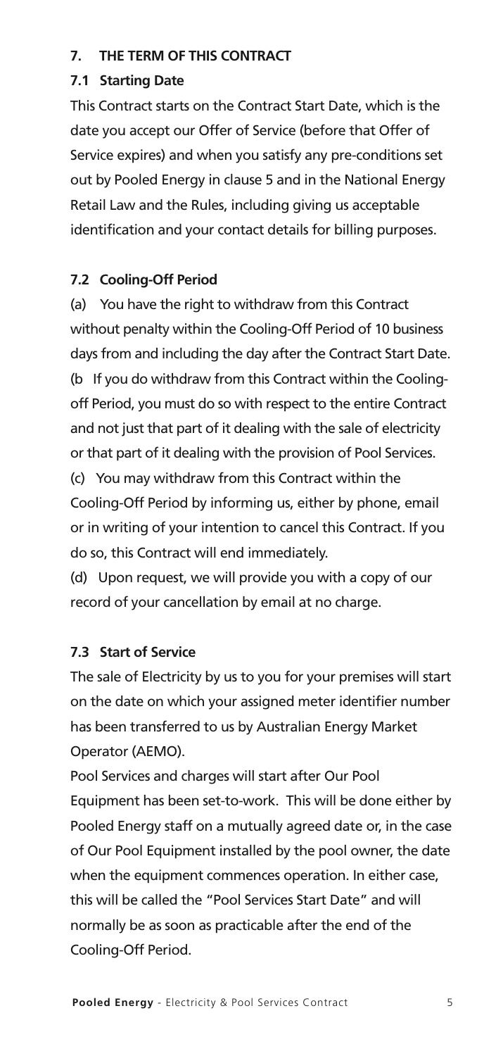## 7. THE TERM OF THIS CONTRACT

### 7.1 Starting Date

This Contract starts on the Contract Start Date, which is the date you accept our Offer of Service (before that Offer of Service expires) and when you satisfy any pre-conditions set out by Pooled Energy in clause 5 and in the National Energy Retail Law and the Rules, including giving us acceptable identification and your contact details for billing purposes.

### 7.2 Cooling-Off Period

(a) You have the right to withdraw from this Contract without penalty within the Cooling-Off Period of 10 business days from and including the day after the Contract Start Date.

(b If you do withdraw from this Contract within the Cooling-off Period, you must do so with respect to the entire Contract and not just that part of it dealing with the sale of electricity or that part of it dealing with the provision of Pool Services.

(c) You may withdraw from this Contract within the Cooling-Off Period by informing us, either by phone, email or in writing of your intention to cancel this Contract. If you do so, this Contract will end immediately.

(d) Upon request, we will provide you with a copy of our record of your cancellation by email at no charge.

### 7.3 Start of Service

The sale of Electricity by us to you for your premises will start on the date on which your assigned meter identifier number has been transferred to us by Australian Energy Market Operator (AEMO).

Pool Services and charges will start after Our Pool Equipment has been set-to-work. This will be done either by Pooled Energy staff on a mutually agreed date or, in the case of Our Pool Equipment installed by the pool owner, the date when the equipment commences operation. In either case, this will be called the "Pool Services Start Date" and will normally be as soon as practicable after the end of the Cooling-Off Period.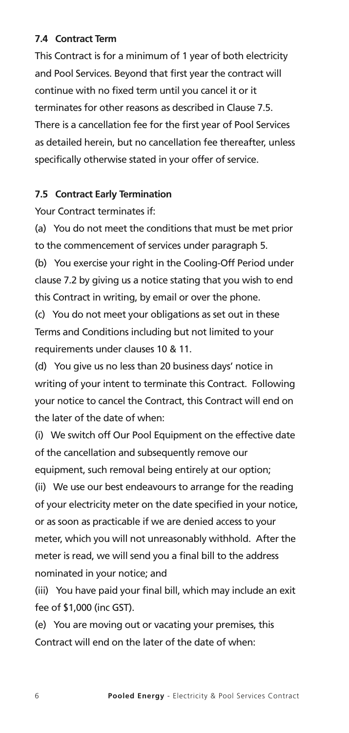### 7.4 Contract Term

This Contract is for a minimum of 1 year of both electricity and Pool Services. Beyond that first year the contract will continue with no fixed term until you cancel it or it terminates for other reasons as described in Clause 7.5. There is a cancellation fee for the first year of Pool Services as detailed herein, but no cancellation fee thereafter, unless specifically otherwise stated in your offer of service.

### 7.5 Contract Early Termination

Your Contract terminates if:

(a) You do not meet the conditions that must be met prior to the commencement of services under paragraph 5.

(b) You exercise your right in the Cooling-Off Period under clause 7.2 by giving us a notice stating that you wish to end this Contract in writing, by email or over the phone.

(c) You do not meet your obligations as set out in these Terms and Conditions including but not limited to your requirements under clauses 10 & 11.

(d) You give us no less than 20 business days' notice in writing of your intent to terminate this Contract. Following your notice to cancel the Contract, this Contract will end on the later of the date of when:

(i) We switch off Our Pool Equipment on the effective date of the cancellation and subsequently remove our equipment, such removal being entirely at our option;

(ii) We use our best endeavours to arrange for the reading of your electricity meter on the date specified in your notice, or as soon as practicable if we are denied access to your meter, which you will not unreasonably withhold. After the meter is read, we will send you a final bill to the address nominated in your notice; and

(iii) You have paid your final bill, which may include an exit fee of $1,000 (inc GST).

(e) You are moving out or vacating your premises, this Contract will end on the later of the date of when: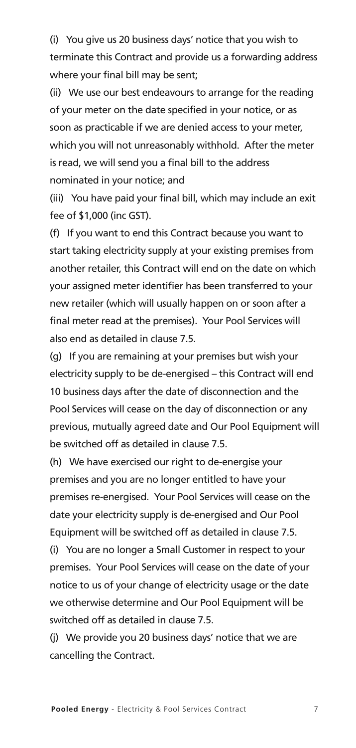(i) You give us 20 business days' notice that you wish to terminate this Contract and provide us a forwarding address where your final bill may be sent;

(ii) We use our best endeavours to arrange for the reading of your meter on the date specified in your notice, or as soon as practicable if we are denied access to your meter, which you will not unreasonably withhold. After the meter is read, we will send you a final bill to the address nominated in your notice; and

(iii) You have paid your final bill, which may include an exit fee of $1,000 (inc GST).

(f) If you want to end this Contract because you want to start taking electricity supply at your existing premises from another retailer, this Contract will end on the date on which your assigned meter identifier has been transferred to your new retailer (which will usually happen on or soon after a final meter read at the premises). Your Pool Services will also end as detailed in clause 7.5.

(g) If you are remaining at your premises but wish your electricity supply to be de-energised – this Contract will end 10 business days after the date of disconnection and the Pool Services will cease on the day of disconnection or any previous, mutually agreed date and Our Pool Equipment will be switched off as detailed in clause 7.5.

(h) We have exercised our right to de-energise your premises and you are no longer entitled to have your premises re-energised. Your Pool Services will cease on the date your electricity supply is de-energised and Our Pool Equipment will be switched off as detailed in clause 7.5.

(i) You are no longer a Small Customer in respect to your premises. Your Pool Services will cease on the date of your notice to us of your change of electricity usage or the date we otherwise determine and Our Pool Equipment will be switched off as detailed in clause 7.5.

(j) We provide you 20 business days' notice that we are cancelling the Contract.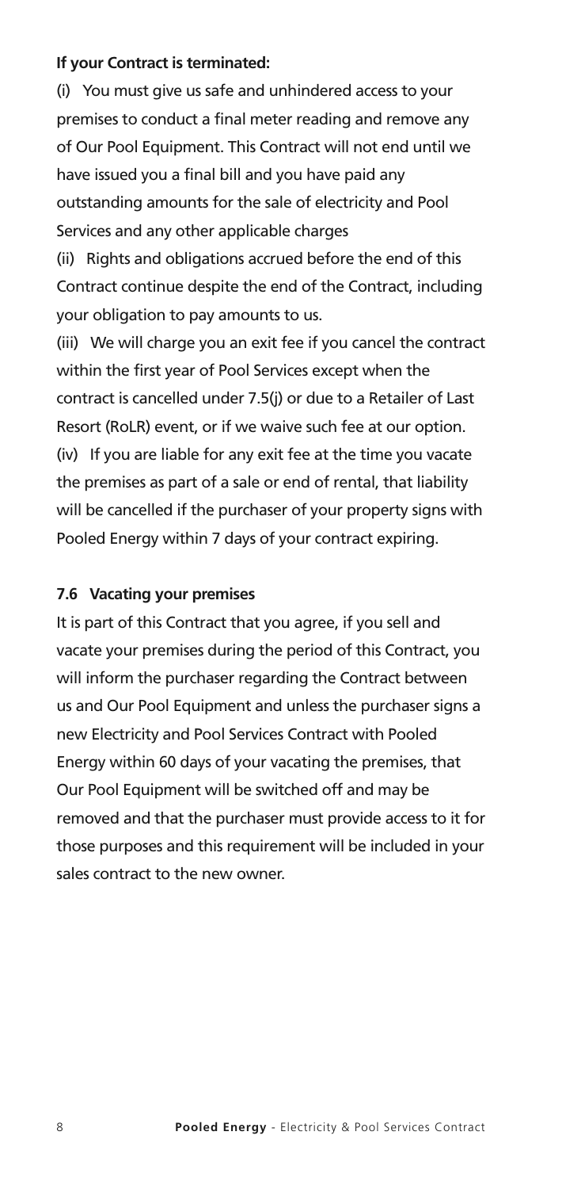**If your Contract is terminated:**

(i) You must give us safe and unhindered access to your premises to conduct a final meter reading and remove any of Our Pool Equipment. This Contract will not end until we have issued you a final bill and you have paid any outstanding amounts for the sale of electricity and Pool Services and any other applicable charges

(ii) Rights and obligations accrued before the end of this Contract continue despite the end of the Contract, including your obligation to pay amounts to us.

(iii) We will charge you an exit fee if you cancel the contract within the first year of Pool Services except when the contract is cancelled under 7.5(j) or due to a Retailer of Last Resort (RoLR) event, or if we waive such fee at our option.

(iv) If you are liable for any exit fee at the time you vacate the premises as part of a sale or end of rental, that liability will be cancelled if the purchaser of your property signs with Pooled Energy within 7 days of your contract expiring.

### 7.6 Vacating your premises

It is part of this Contract that you agree, if you sell and vacate your premises during the period of this Contract, you will inform the purchaser regarding the Contract between us and Our Pool Equipment and unless the purchaser signs a new Electricity and Pool Services Contract with Pooled Energy within 60 days of your vacating the premises, that Our Pool Equipment will be switched off and may be removed and that the purchaser must provide access to it for those purposes and this requirement will be included in your sales contract to the new owner.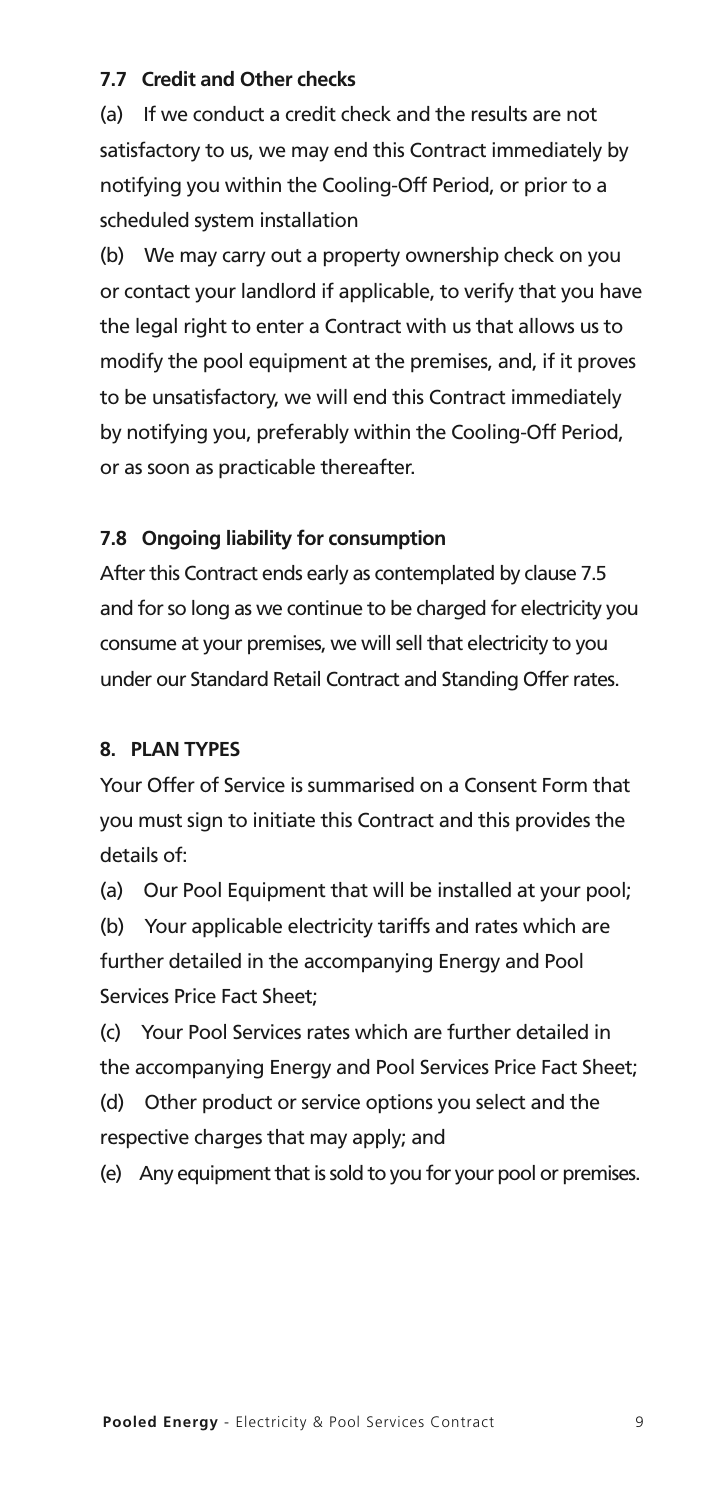### 7.7 Credit and Other checks

(a) If we conduct a credit check and the results are not satisfactory to us, we may end this Contract immediately by notifying you within the Cooling-Off Period, or prior to a scheduled system installation

(b) We may carry out a property ownership check on you or contact your landlord if applicable, to verify that you have the legal right to enter a Contract with us that allows us to modify the pool equipment at the premises, and, if it proves to be unsatisfactory, we will end this Contract immediately by notifying you, preferably within the Cooling-Off Period, or as soon as practicable thereafter.

### 7.8 Ongoing liability for consumption

After this Contract ends early as contemplated by clause 7.5 and for so long as we continue to be charged for electricity you consume at your premises, we will sell that electricity to you under our Standard Retail Contract and Standing Offer rates.

## 8. PLAN TYPES

Your Offer of Service is summarised on a Consent Form that you must sign to initiate this Contract and this provides the details of:

(a) Our Pool Equipment that will be installed at your pool;

(b) Your applicable electricity tariffs and rates which are further detailed in the accompanying Energy and Pool Services Price Fact Sheet;

(c) Your Pool Services rates which are further detailed in the accompanying Energy and Pool Services Price Fact Sheet;

(d) Other product or service options you select and the respective charges that may apply; and

(e) Any equipment that is sold to you for your pool or premises.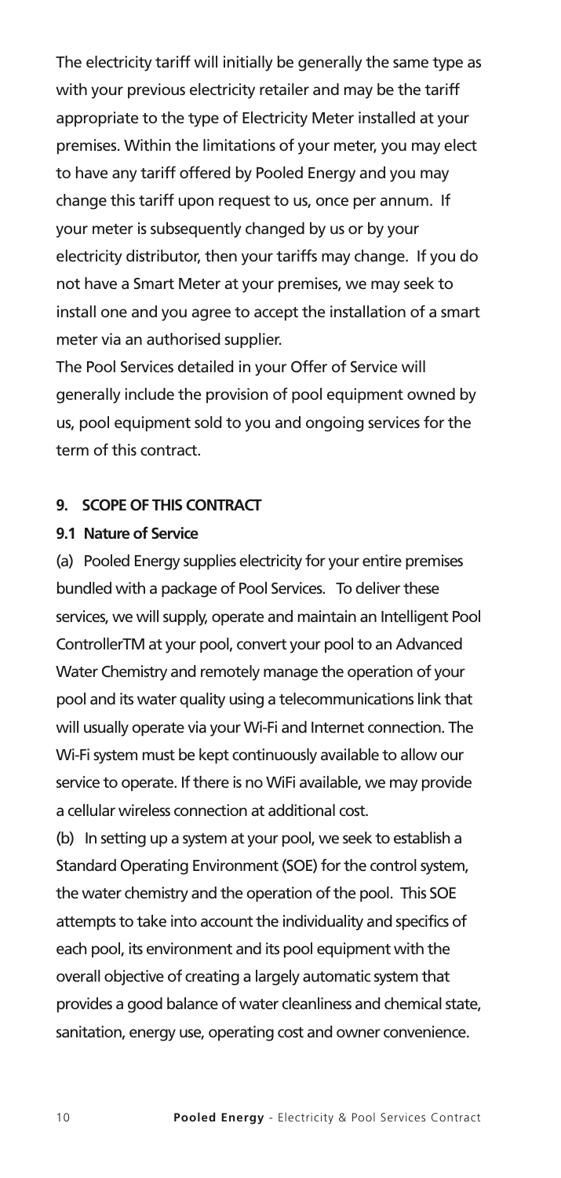The electricity tariff will initially be generally the same type as with your previous electricity retailer and may be the tariff appropriate to the type of Electricity Meter installed at your premises. Within the limitations of your meter, you may elect to have any tariff offered by Pooled Energy and you may change this tariff upon request to us, once per annum. If your meter is subsequently changed by us or by your electricity distributor, then your tariffs may change. If you do not have a Smart Meter at your premises, we may seek to install one and you agree to accept the installation of a smart meter via an authorised supplier.

The Pool Services detailed in your Offer of Service will generally include the provision of pool equipment owned by us, pool equipment sold to you and ongoing services for the term of this contract.

## 9. SCOPE OF THIS CONTRACT

### 9.1 Nature of Service

(a) Pooled Energy supplies electricity for your entire premises bundled with a package of Pool Services. To deliver these services, we will supply, operate and maintain an Intelligent Pool ControllerTM at your pool, convert your pool to an Advanced Water Chemistry and remotely manage the operation of your pool and its water quality using a telecommunications link that will usually operate via your Wi-Fi and Internet connection. The Wi-Fi system must be kept continuously available to allow our service to operate. If there is no WiFi available, we may provide a cellular wireless connection at additional cost.

(b) In setting up a system at your pool, we seek to establish a Standard Operating Environment (SOE) for the control system, the water chemistry and the operation of the pool. This SOE attempts to take into account the individuality and specifics of each pool, its environment and its pool equipment with the overall objective of creating a largely automatic system that provides a good balance of water cleanliness and chemical state, sanitation, energy use, operating cost and owner convenience.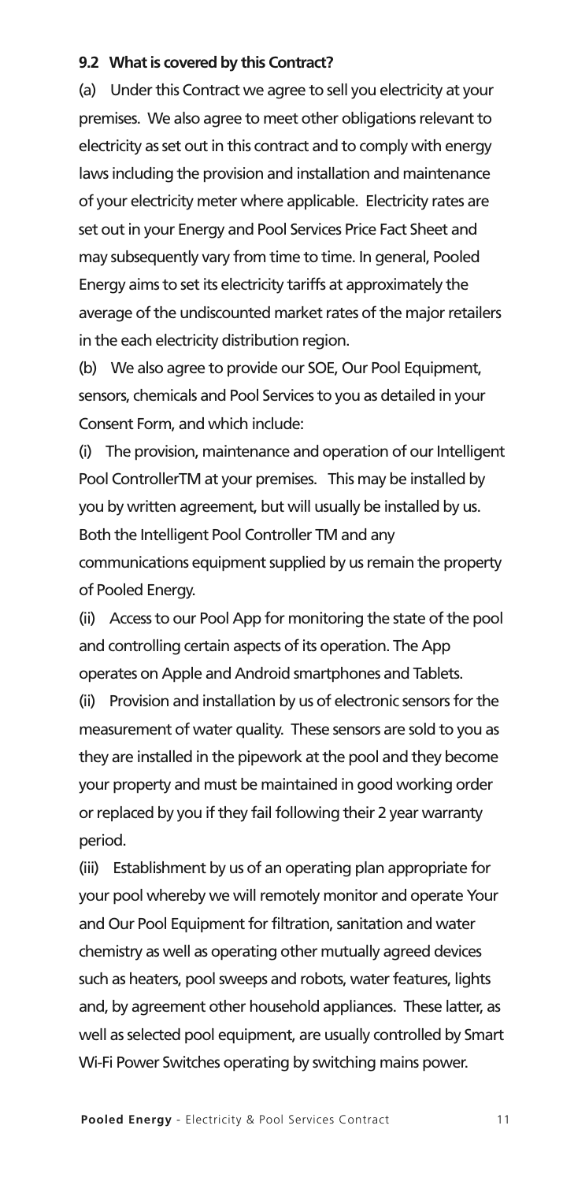**9.2 What is covered by this Contract?**

(a) Under this Contract we agree to sell you electricity at your premises. We also agree to meet other obligations relevant to electricity as set out in this contract and to comply with energy laws including the provision and installation and maintenance of your electricity meter where applicable. Electricity rates are set out in your Energy and Pool Services Price Fact Sheet and may subsequently vary from time to time. In general, Pooled Energy aims to set its electricity tariffs at approximately the average of the undiscounted market rates of the major retailers in the each electricity distribution region.

(b) We also agree to provide our SOE, Our Pool Equipment, sensors, chemicals and Pool Services to you as detailed in your Consent Form, and which include:

(i) The provision, maintenance and operation of our Intelligent Pool ControllerTM at your premises. This may be installed by you by written agreement, but will usually be installed by us. Both the Intelligent Pool Controller TM and any communications equipment supplied by us remain the property of Pooled Energy.

(ii) Access to our Pool App for monitoring the state of the pool and controlling certain aspects of its operation. The App operates on Apple and Android smartphones and Tablets.

(ii) Provision and installation by us of electronic sensors for the measurement of water quality. These sensors are sold to you as they are installed in the pipework at the pool and they become your property and must be maintained in good working order or replaced by you if they fail following their 2 year warranty period.

(iii) Establishment by us of an operating plan appropriate for your pool whereby we will remotely monitor and operate Your and Our Pool Equipment for filtration, sanitation and water chemistry as well as operating other mutually agreed devices such as heaters, pool sweeps and robots, water features, lights and, by agreement other household appliances. These latter, as well as selected pool equipment, are usually controlled by Smart Wi-Fi Power Switches operating by switching mains power.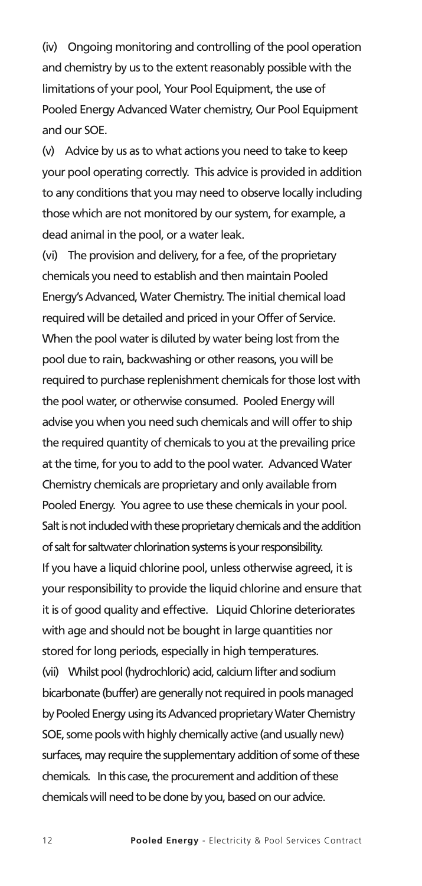(iv) Ongoing monitoring and controlling of the pool operation and chemistry by us to the extent reasonably possible with the limitations of your pool, Your Pool Equipment, the use of Pooled Energy Advanced Water chemistry, Our Pool Equipment and our SOE.

(v) Advice by us as to what actions you need to take to keep your pool operating correctly. This advice is provided in addition to any conditions that you may need to observe locally including those which are not monitored by our system, for example, a dead animal in the pool, or a water leak.

(vi) The provision and delivery, for a fee, of the proprietary chemicals you need to establish and then maintain Pooled Energy's Advanced, Water Chemistry. The initial chemical load required will be detailed and priced in your Offer of Service. When the pool water is diluted by water being lost from the pool due to rain, backwashing or other reasons, you will be required to purchase replenishment chemicals for those lost with the pool water, or otherwise consumed. Pooled Energy will advise you when you need such chemicals and will offer to ship the required quantity of chemicals to you at the prevailing price at the time, for you to add to the pool water. Advanced Water Chemistry chemicals are proprietary and only available from Pooled Energy. You agree to use these chemicals in your pool. Salt is not included with these proprietary chemicals and the addition of salt for saltwater chlorination systems is your responsibility. If you have a liquid chlorine pool, unless otherwise agreed, it is your responsibility to provide the liquid chlorine and ensure that it is of good quality and effective. Liquid Chlorine deteriorates with age and should not be bought in large quantities nor stored for long periods, especially in high temperatures.

(vii) Whilst pool (hydrochloric) acid, calcium lifter and sodium bicarbonate (buffer) are generally not required in pools managed by Pooled Energy using its Advanced proprietary Water Chemistry SOE, some pools with highly chemically active (and usually new) surfaces, may require the supplementary addition of some of these chemicals. In this case, the procurement and addition of these chemicals will need to be done by you, based on our advice.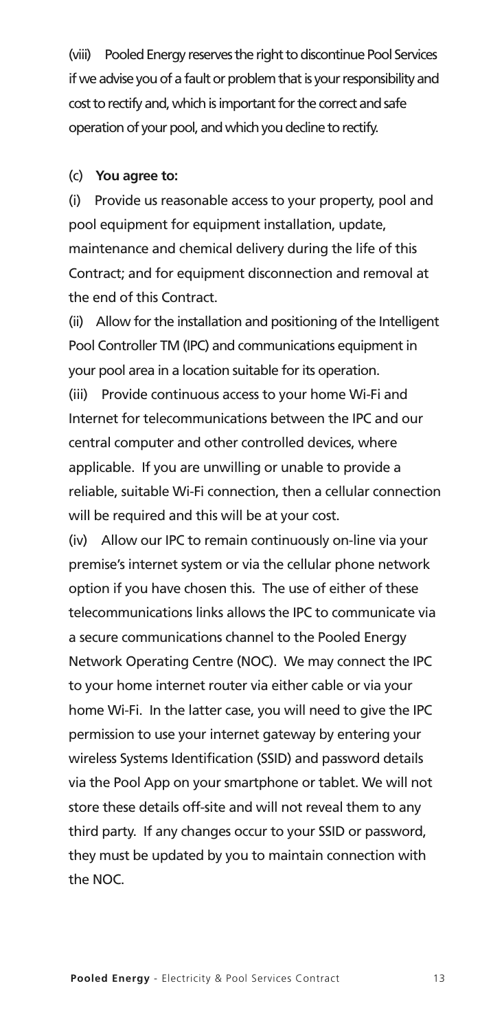(viii) Pooled Energy reserves the right to discontinue Pool Services if we advise you of a fault or problem that is your responsibility and cost to rectify and, which is important for the correct and safe operation of your pool, and which you decline to rectify.

(c) **You agree to:**

(i) Provide us reasonable access to your property, pool and pool equipment for equipment installation, update, maintenance and chemical delivery during the life of this Contract; and for equipment disconnection and removal at the end of this Contract.

(ii) Allow for the installation and positioning of the Intelligent Pool Controller TM (IPC) and communications equipment in your pool area in a location suitable for its operation.

(iii) Provide continuous access to your home Wi-Fi and Internet for telecommunications between the IPC and our central computer and other controlled devices, where applicable. If you are unwilling or unable to provide a reliable, suitable Wi-Fi connection, then a cellular connection will be required and this will be at your cost.

(iv) Allow our IPC to remain continuously on-line via your premise's internet system or via the cellular phone network option if you have chosen this. The use of either of these telecommunications links allows the IPC to communicate via a secure communications channel to the Pooled Energy Network Operating Centre (NOC). We may connect the IPC to your home internet router via either cable or via your home Wi-Fi. In the latter case, you will need to give the IPC permission to use your internet gateway by entering your wireless Systems Identification (SSID) and password details via the Pool App on your smartphone or tablet. We will not store these details off-site and will not reveal them to any third party. If any changes occur to your SSID or password, they must be updated by you to maintain connection with the NOC.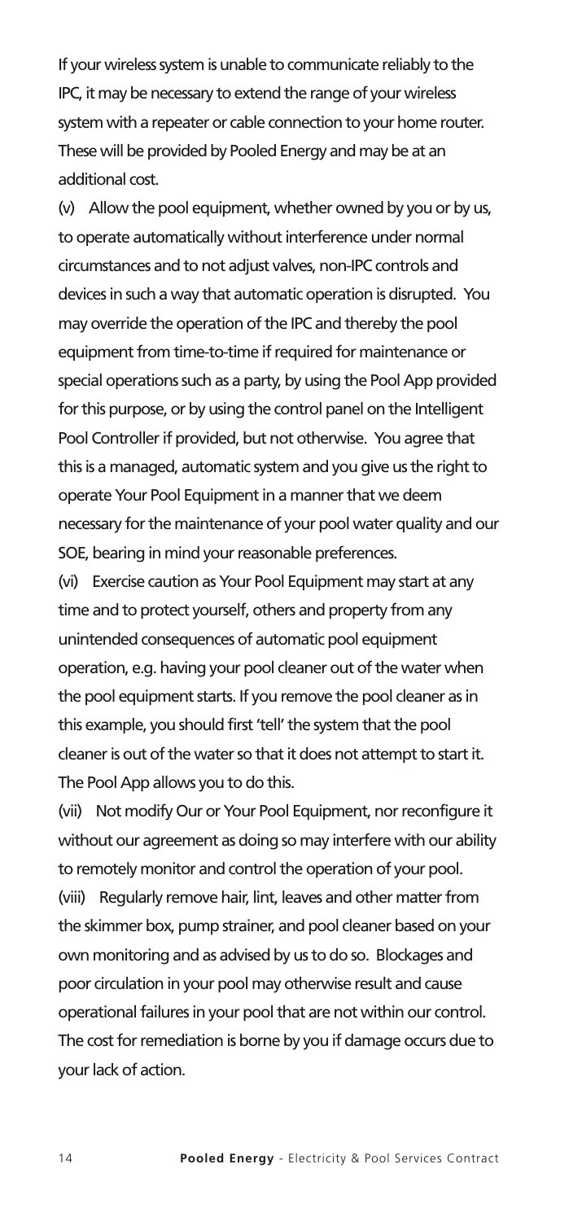If your wireless system is unable to communicate reliably to the IPC, it may be necessary to extend the range of your wireless system with a repeater or cable connection to your home router. These will be provided by Pooled Energy and may be at an additional cost.

(v) Allow the pool equipment, whether owned by you or by us, to operate automatically without interference under normal circumstances and to not adjust valves, non-IPC controls and devices in such a way that automatic operation is disrupted. You may override the operation of the IPC and thereby the pool equipment from time-to-time if required for maintenance or special operations such as a party, by using the Pool App provided for this purpose, or by using the control panel on the Intelligent Pool Controller if provided, but not otherwise. You agree that this is a managed, automatic system and you give us the right to operate Your Pool Equipment in a manner that we deem necessary for the maintenance of your pool water quality and our SOE, bearing in mind your reasonable preferences.

(vi) Exercise caution as Your Pool Equipment may start at any time and to protect yourself, others and property from any unintended consequences of automatic pool equipment operation, e.g. having your pool cleaner out of the water when the pool equipment starts. If you remove the pool cleaner as in this example, you should first 'tell' the system that the pool cleaner is out of the water so that it does not attempt to start it. The Pool App allows you to do this.

(vii) Not modify Our or Your Pool Equipment, nor reconfigure it without our agreement as doing so may interfere with our ability to remotely monitor and control the operation of your pool.

(viii) Regularly remove hair, lint, leaves and other matter from the skimmer box, pump strainer, and pool cleaner based on your own monitoring and as advised by us to do so. Blockages and poor circulation in your pool may otherwise result and cause operational failures in your pool that are not within our control. The cost for remediation is borne by you if damage occurs due to your lack of action.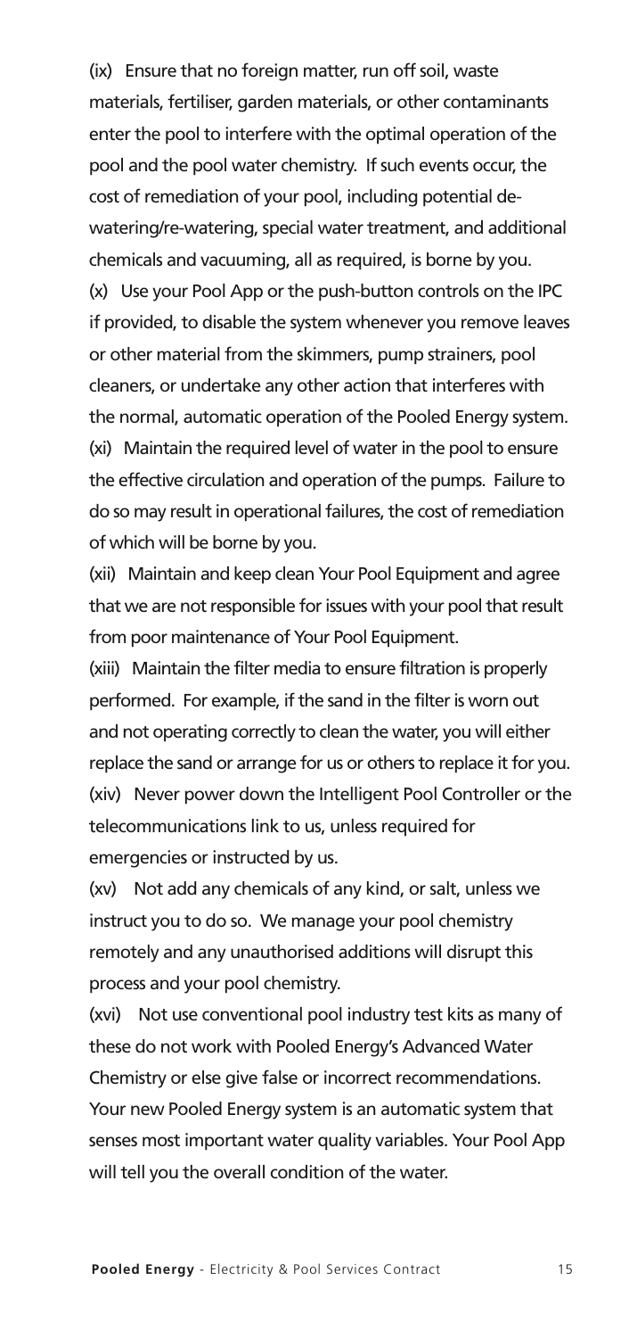(ix) Ensure that no foreign matter, run off soil, waste materials, fertiliser, garden materials, or other contaminants enter the pool to interfere with the optimal operation of the pool and the pool water chemistry. If such events occur, the cost of remediation of your pool, including potential de-watering/re-watering, special water treatment, and additional chemicals and vacuuming, all as required, is borne by you.

(x) Use your Pool App or the push-button controls on the IPC if provided, to disable the system whenever you remove leaves or other material from the skimmers, pump strainers, pool cleaners, or undertake any other action that interferes with the normal, automatic operation of the Pooled Energy system.

(xi) Maintain the required level of water in the pool to ensure the effective circulation and operation of the pumps. Failure to do so may result in operational failures, the cost of remediation of which will be borne by you.

(xii) Maintain and keep clean Your Pool Equipment and agree that we are not responsible for issues with your pool that result from poor maintenance of Your Pool Equipment.

(xiii) Maintain the filter media to ensure filtration is properly performed. For example, if the sand in the filter is worn out and not operating correctly to clean the water, you will either replace the sand or arrange for us or others to replace it for you.

(xiv) Never power down the Intelligent Pool Controller or the telecommunications link to us, unless required for emergencies or instructed by us.

(xv) Not add any chemicals of any kind, or salt, unless we instruct you to do so. We manage your pool chemistry remotely and any unauthorised additions will disrupt this process and your pool chemistry.

(xvi) Not use conventional pool industry test kits as many of these do not work with Pooled Energy's Advanced Water Chemistry or else give false or incorrect recommendations. Your new Pooled Energy system is an automatic system that senses most important water quality variables. Your Pool App will tell you the overall condition of the water.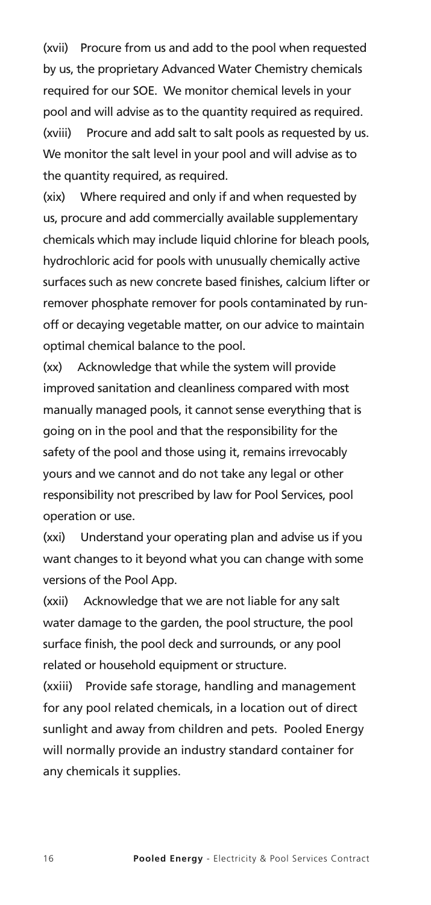(xvii) Procure from us and add to the pool when requested by us, the proprietary Advanced Water Chemistry chemicals required for our SOE. We monitor chemical levels in your pool and will advise as to the quantity required as required.

(xviii) Procure and add salt to salt pools as requested by us. We monitor the salt level in your pool and will advise as to the quantity required, as required.

(xix) Where required and only if and when requested by us, procure and add commercially available supplementary chemicals which may include liquid chlorine for bleach pools, hydrochloric acid for pools with unusually chemically active surfaces such as new concrete based finishes, calcium lifter or remover phosphate remover for pools contaminated by run-off or decaying vegetable matter, on our advice to maintain optimal chemical balance to the pool.

(xx) Acknowledge that while the system will provide improved sanitation and cleanliness compared with most manually managed pools, it cannot sense everything that is going on in the pool and that the responsibility for the safety of the pool and those using it, remains irrevocably yours and we cannot and do not take any legal or other responsibility not prescribed by law for Pool Services, pool operation or use.

(xxi) Understand your operating plan and advise us if you want changes to it beyond what you can change with some versions of the Pool App.

(xxii) Acknowledge that we are not liable for any salt water damage to the garden, the pool structure, the pool surface finish, the pool deck and surrounds, or any pool related or household equipment or structure.

(xxiii) Provide safe storage, handling and management for any pool related chemicals, in a location out of direct sunlight and away from children and pets. Pooled Energy will normally provide an industry standard container for any chemicals it supplies.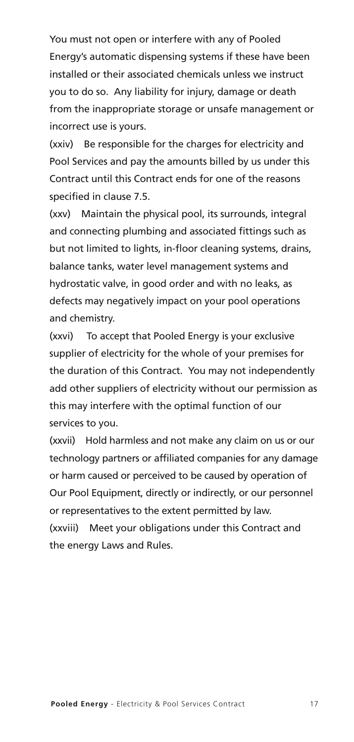You must not open or interfere with any of Pooled Energy's automatic dispensing systems if these have been installed or their associated chemicals unless we instruct you to do so. Any liability for injury, damage or death from the inappropriate storage or unsafe management or incorrect use is yours.

(xxiv) Be responsible for the charges for electricity and Pool Services and pay the amounts billed by us under this Contract until this Contract ends for one of the reasons specified in clause 7.5.

(xxv) Maintain the physical pool, its surrounds, integral and connecting plumbing and associated fittings such as but not limited to lights, in-floor cleaning systems, drains, balance tanks, water level management systems and hydrostatic valve, in good order and with no leaks, as defects may negatively impact on your pool operations and chemistry.

(xxvi) To accept that Pooled Energy is your exclusive supplier of electricity for the whole of your premises for the duration of this Contract. You may not independently add other suppliers of electricity without our permission as this may interfere with the optimal function of our services to you.

(xxvii) Hold harmless and not make any claim on us or our technology partners or affiliated companies for any damage or harm caused or perceived to be caused by operation of Our Pool Equipment, directly or indirectly, or our personnel or representatives to the extent permitted by law.

(xxviii) Meet your obligations under this Contract and the energy Laws and Rules.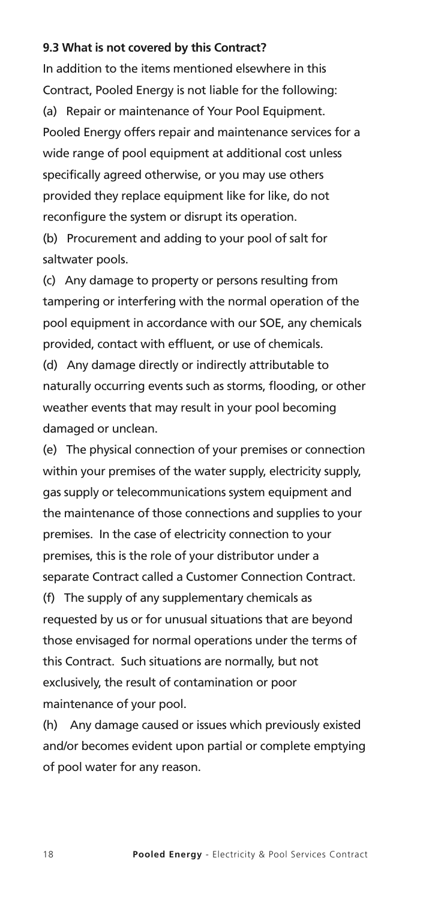**9.3 What is not covered by this Contract?**

In addition to the items mentioned elsewhere in this Contract, Pooled Energy is not liable for the following:

(a) Repair or maintenance of Your Pool Equipment. Pooled Energy offers repair and maintenance services for a wide range of pool equipment at additional cost unless specifically agreed otherwise, or you may use others provided they replace equipment like for like, do not reconfigure the system or disrupt its operation.

(b) Procurement and adding to your pool of salt for saltwater pools.

(c) Any damage to property or persons resulting from tampering or interfering with the normal operation of the pool equipment in accordance with our SOE, any chemicals provided, contact with effluent, or use of chemicals.

(d) Any damage directly or indirectly attributable to naturally occurring events such as storms, flooding, or other weather events that may result in your pool becoming damaged or unclean.

(e) The physical connection of your premises or connection within your premises of the water supply, electricity supply, gas supply or telecommunications system equipment and the maintenance of those connections and supplies to your premises. In the case of electricity connection to your premises, this is the role of your distributor under a separate Contract called a Customer Connection Contract.

(f) The supply of any supplementary chemicals as requested by us or for unusual situations that are beyond those envisaged for normal operations under the terms of this Contract. Such situations are normally, but not exclusively, the result of contamination or poor maintenance of your pool.

(h) Any damage caused or issues which previously existed and/or becomes evident upon partial or complete emptying of pool water for any reason.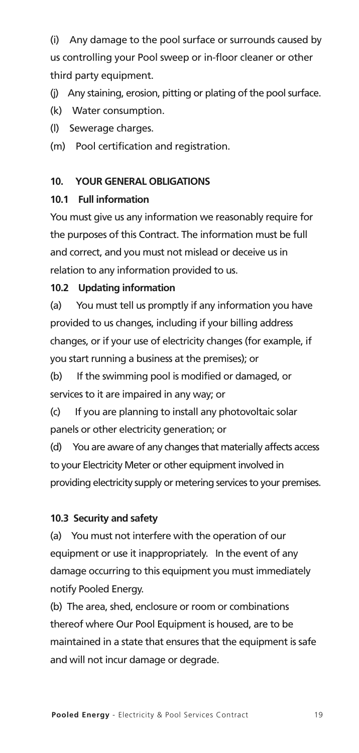(i) Any damage to the pool surface or surrounds caused by us controlling your Pool sweep or in-floor cleaner or other third party equipment.

(j) Any staining, erosion, pitting or plating of the pool surface.

(k) Water consumption.

(l) Sewerage charges.

(m) Pool certification and registration.

## 10. YOUR GENERAL OBLIGATIONS

### 10.1 Full information

You must give us any information we reasonably require for the purposes of this Contract. The information must be full and correct, and you must not mislead or deceive us in relation to any information provided to us.

### 10.2 Updating information

(a) You must tell us promptly if any information you have provided to us changes, including if your billing address changes, or if your use of electricity changes (for example, if you start running a business at the premises); or

(b) If the swimming pool is modified or damaged, or services to it are impaired in any way; or

(c) If you are planning to install any photovoltaic solar panels or other electricity generation; or

(d) You are aware of any changes that materially affects access to your Electricity Meter or other equipment involved in providing electricity supply or metering services to your premises.

### 10.3 Security and safety

(a) You must not interfere with the operation of our equipment or use it inappropriately. In the event of any damage occurring to this equipment you must immediately notify Pooled Energy.

(b) The area, shed, enclosure or room or combinations thereof where Our Pool Equipment is housed, are to be maintained in a state that ensures that the equipment is safe and will not incur damage or degrade.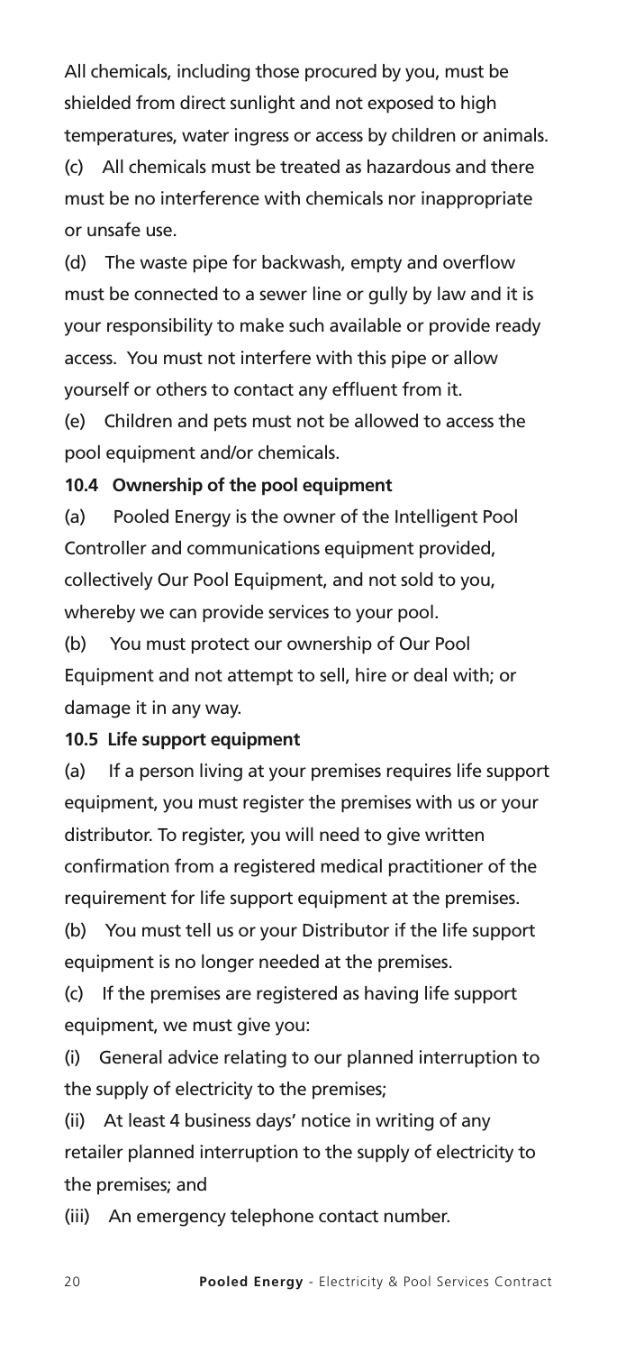All chemicals, including those procured by you, must be shielded from direct sunlight and not exposed to high temperatures, water ingress or access by children or animals.

(c) All chemicals must be treated as hazardous and there must be no interference with chemicals nor inappropriate or unsafe use.

(d) The waste pipe for backwash, empty and overflow must be connected to a sewer line or gully by law and it is your responsibility to make such available or provide ready access. You must not interfere with this pipe or allow yourself or others to contact any effluent from it.

(e) Children and pets must not be allowed to access the pool equipment and/or chemicals.

**10.4 Ownership of the pool equipment**

(a) Pooled Energy is the owner of the Intelligent Pool Controller and communications equipment provided, collectively Our Pool Equipment, and not sold to you, whereby we can provide services to your pool.

(b) You must protect our ownership of Our Pool Equipment and not attempt to sell, hire or deal with; or damage it in any way.

**10.5 Life support equipment**

(a) If a person living at your premises requires life support equipment, you must register the premises with us or your distributor. To register, you will need to give written confirmation from a registered medical practitioner of the requirement for life support equipment at the premises.

(b) You must tell us or your Distributor if the life support equipment is no longer needed at the premises.

(c) If the premises are registered as having life support equipment, we must give you:

(i) General advice relating to our planned interruption to the supply of electricity to the premises;

(ii) At least 4 business days' notice in writing of any retailer planned interruption to the supply of electricity to the premises; and

(iii) An emergency telephone contact number.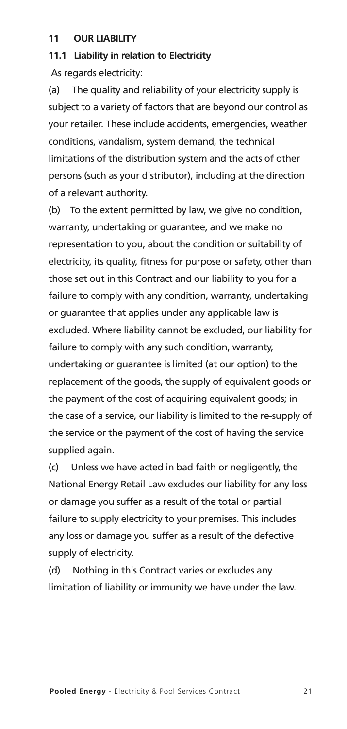## 11 OUR LIABILITY

### 11.1 Liability in relation to Electricity

As regards electricity:

(a) The quality and reliability of your electricity supply is subject to a variety of factors that are beyond our control as your retailer. These include accidents, emergencies, weather conditions, vandalism, system demand, the technical limitations of the distribution system and the acts of other persons (such as your distributor), including at the direction of a relevant authority.

(b) To the extent permitted by law, we give no condition, warranty, undertaking or guarantee, and we make no representation to you, about the condition or suitability of electricity, its quality, fitness for purpose or safety, other than those set out in this Contract and our liability to you for a failure to comply with any condition, warranty, undertaking or guarantee that applies under any applicable law is excluded. Where liability cannot be excluded, our liability for failure to comply with any such condition, warranty, undertaking or guarantee is limited (at our option) to the replacement of the goods, the supply of equivalent goods or the payment of the cost of acquiring equivalent goods; in the case of a service, our liability is limited to the re-supply of the service or the payment of the cost of having the service supplied again.

(c) Unless we have acted in bad faith or negligently, the National Energy Retail Law excludes our liability for any loss or damage you suffer as a result of the total or partial failure to supply electricity to your premises. This includes any loss or damage you suffer as a result of the defective supply of electricity.

(d) Nothing in this Contract varies or excludes any limitation of liability or immunity we have under the law.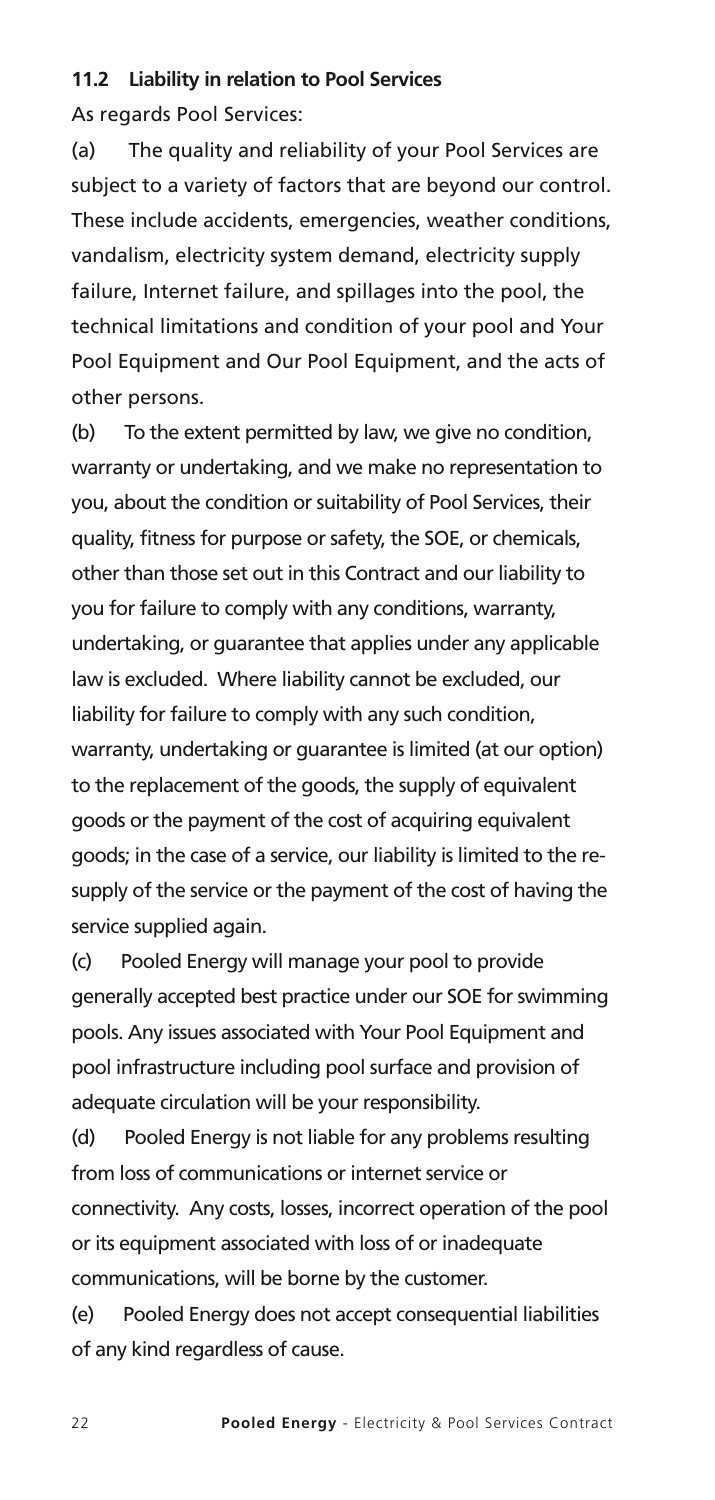### 11.2 Liability in relation to Pool Services

As regards Pool Services:

(a) The quality and reliability of your Pool Services are subject to a variety of factors that are beyond our control. These include accidents, emergencies, weather conditions, vandalism, electricity system demand, electricity supply failure, Internet failure, and spillages into the pool, the technical limitations and condition of your pool and Your Pool Equipment and Our Pool Equipment, and the acts of other persons.

(b) To the extent permitted by law, we give no condition, warranty or undertaking, and we make no representation to you, about the condition or suitability of Pool Services, their quality, fitness for purpose or safety, the SOE, or chemicals, other than those set out in this Contract and our liability to you for failure to comply with any conditions, warranty, undertaking, or guarantee that applies under any applicable law is excluded. Where liability cannot be excluded, our liability for failure to comply with any such condition, warranty, undertaking or guarantee is limited (at our option) to the replacement of the goods, the supply of equivalent goods or the payment of the cost of acquiring equivalent goods; in the case of a service, our liability is limited to the re-supply of the service or the payment of the cost of having the service supplied again.

(c) Pooled Energy will manage your pool to provide generally accepted best practice under our SOE for swimming pools. Any issues associated with Your Pool Equipment and pool infrastructure including pool surface and provision of adequate circulation will be your responsibility.

(d) Pooled Energy is not liable for any problems resulting from loss of communications or internet service or connectivity. Any costs, losses, incorrect operation of the pool or its equipment associated with loss of or inadequate communications, will be borne by the customer.

(e) Pooled Energy does not accept consequential liabilities of any kind regardless of cause.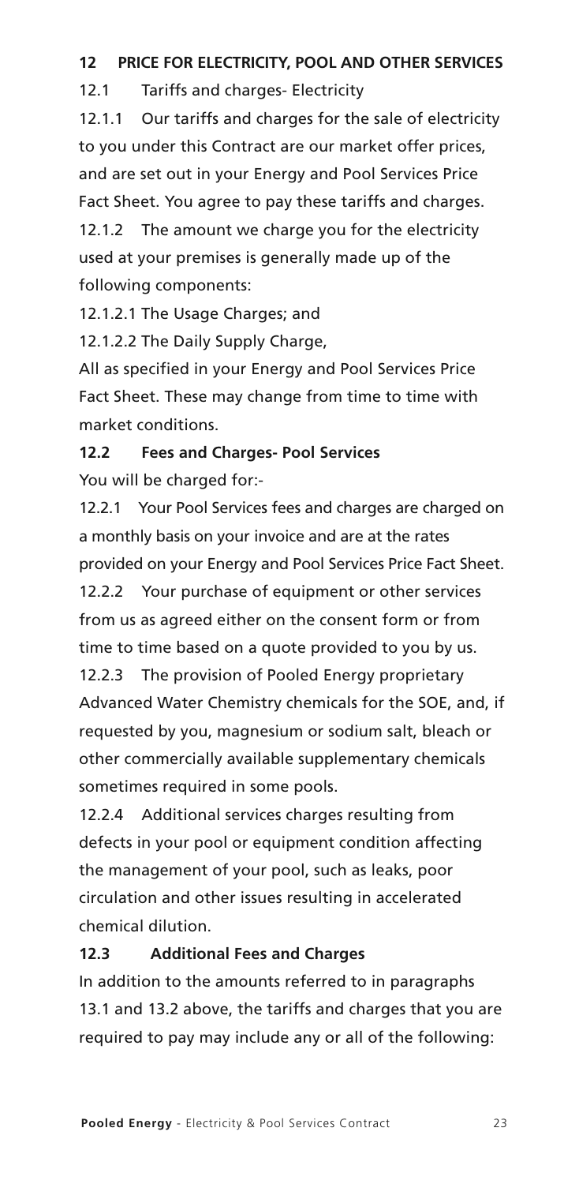## 12 PRICE FOR ELECTRICITY, POOL AND OTHER SERVICES

12.1 Tariffs and charges- Electricity

12.1.1 Our tariffs and charges for the sale of electricity to you under this Contract are our market offer prices, and are set out in your Energy and Pool Services Price Fact Sheet. You agree to pay these tariffs and charges.

12.1.2 The amount we charge you for the electricity used at your premises is generally made up of the following components:

12.1.2.1 The Usage Charges; and

12.1.2.2 The Daily Supply Charge,

All as specified in your Energy and Pool Services Price Fact Sheet. These may change from time to time with market conditions.

### 12.2 Fees and Charges- Pool Services

You will be charged for:-

12.2.1 Your Pool Services fees and charges are charged on a monthly basis on your invoice and are at the rates provided on your Energy and Pool Services Price Fact Sheet.

12.2.2 Your purchase of equipment or other services from us as agreed either on the consent form or from time to time based on a quote provided to you by us.

12.2.3 The provision of Pooled Energy proprietary Advanced Water Chemistry chemicals for the SOE, and, if requested by you, magnesium or sodium salt, bleach or other commercially available supplementary chemicals sometimes required in some pools.

12.2.4 Additional services charges resulting from defects in your pool or equipment condition affecting the management of your pool, such as leaks, poor circulation and other issues resulting in accelerated chemical dilution.

### 12.3 Additional Fees and Charges

In addition to the amounts referred to in paragraphs 13.1 and 13.2 above, the tariffs and charges that you are required to pay may include any or all of the following: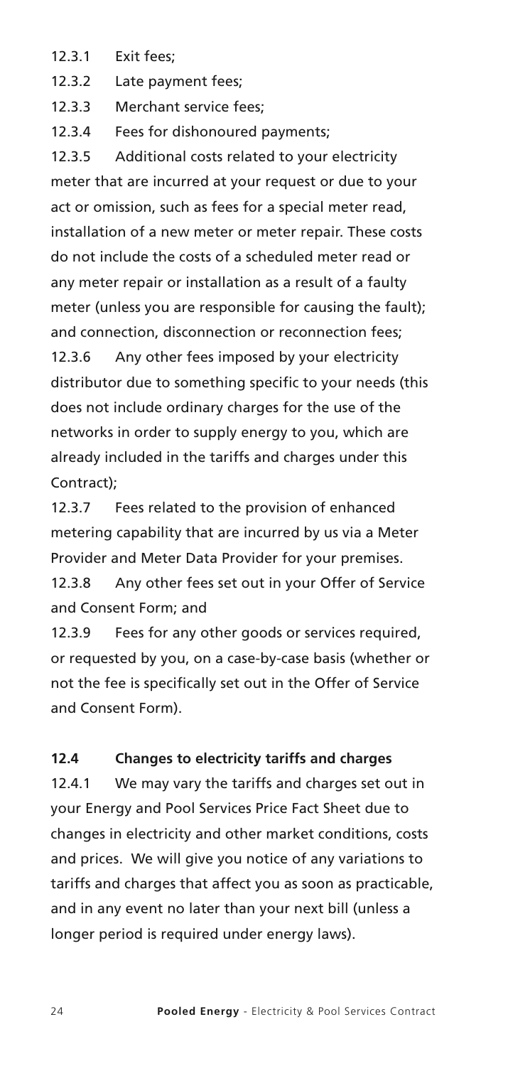12.3.1 Exit fees;

12.3.2 Late payment fees;

12.3.3 Merchant service fees;

12.3.4 Fees for dishonoured payments;

12.3.5 Additional costs related to your electricity meter that are incurred at your request or due to your act or omission, such as fees for a special meter read, installation of a new meter or meter repair. These costs do not include the costs of a scheduled meter read or any meter repair or installation as a result of a faulty meter (unless you are responsible for causing the fault); and connection, disconnection or reconnection fees;

12.3.6 Any other fees imposed by your electricity distributor due to something specific to your needs (this does not include ordinary charges for the use of the networks in order to supply energy to you, which are already included in the tariffs and charges under this Contract);

12.3.7 Fees related to the provision of enhanced metering capability that are incurred by us via a Meter Provider and Meter Data Provider for your premises.

12.3.8 Any other fees set out in your Offer of Service and Consent Form; and

12.3.9 Fees for any other goods or services required, or requested by you, on a case-by-case basis (whether or not the fee is specifically set out in the Offer of Service and Consent Form).

**12.4 Changes to electricity tariffs and charges**

12.4.1 We may vary the tariffs and charges set out in your Energy and Pool Services Price Fact Sheet due to changes in electricity and other market conditions, costs and prices. We will give you notice of any variations to tariffs and charges that affect you as soon as practicable, and in any event no later than your next bill (unless a longer period is required under energy laws).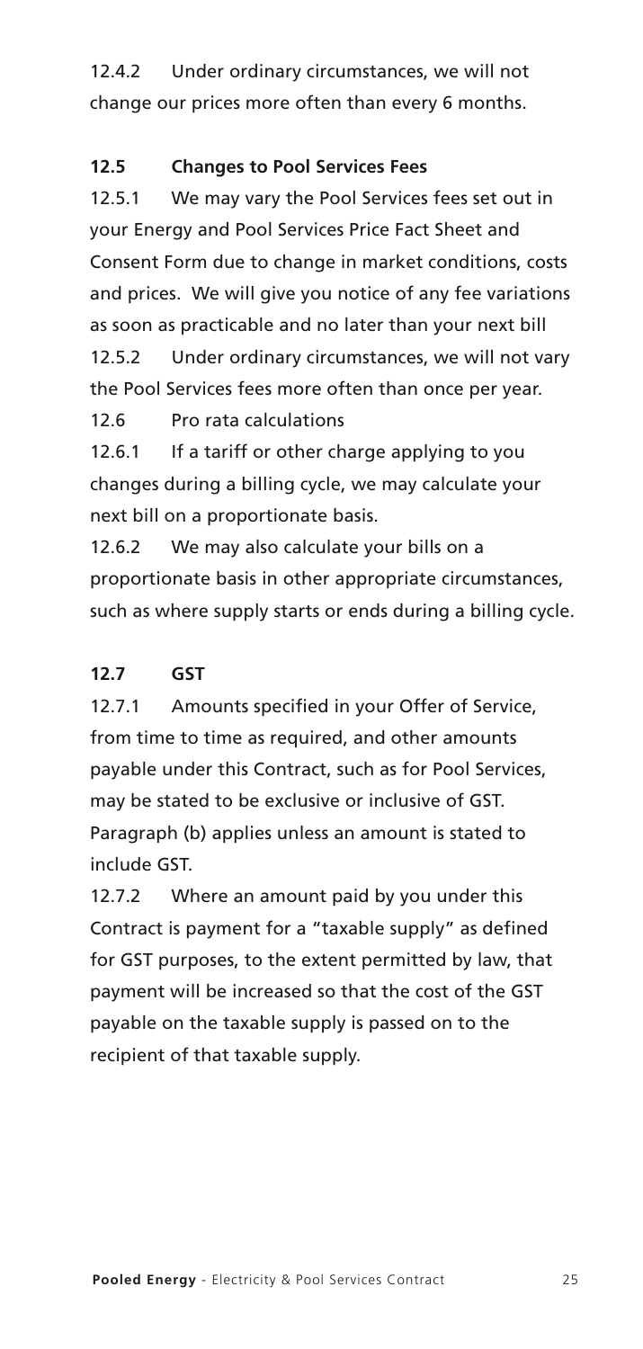12.4.2 Under ordinary circumstances, we will not change our prices more often than every 6 months.

**12.5 Changes to Pool Services Fees**

12.5.1 We may vary the Pool Services fees set out in your Energy and Pool Services Price Fact Sheet and Consent Form due to change in market conditions, costs and prices. We will give you notice of any fee variations as soon as practicable and no later than your next bill

12.5.2 Under ordinary circumstances, we will not vary the Pool Services fees more often than once per year.

12.6 Pro rata calculations

12.6.1 If a tariff or other charge applying to you changes during a billing cycle, we may calculate your next bill on a proportionate basis.

12.6.2 We may also calculate your bills on a proportionate basis in other appropriate circumstances, such as where supply starts or ends during a billing cycle.

**12.7 GST**

12.7.1 Amounts specified in your Offer of Service, from time to time as required, and other amounts payable under this Contract, such as for Pool Services, may be stated to be exclusive or inclusive of GST. Paragraph (b) applies unless an amount is stated to include GST.

12.7.2 Where an amount paid by you under this Contract is payment for a "taxable supply" as defined for GST purposes, to the extent permitted by law, that payment will be increased so that the cost of the GST payable on the taxable supply is passed on to the recipient of that taxable supply.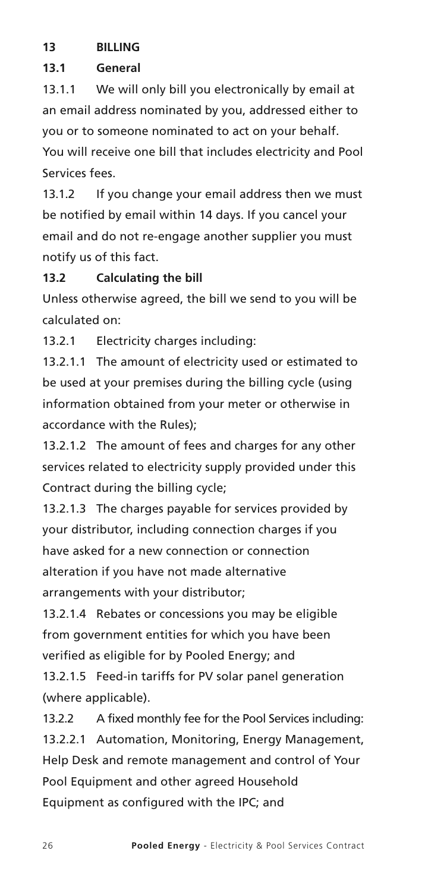## 13 BILLING

### 13.1 General

13.1.1 We will only bill you electronically by email at an email address nominated by you, addressed either to you or to someone nominated to act on your behalf. You will receive one bill that includes electricity and Pool Services fees.

13.1.2 If you change your email address then we must be notified by email within 14 days. If you cancel your email and do not re-engage another supplier you must notify us of this fact.

### 13.2 Calculating the bill

Unless otherwise agreed, the bill we send to you will be calculated on:

13.2.1 Electricity charges including:

13.2.1.1 The amount of electricity used or estimated to be used at your premises during the billing cycle (using information obtained from your meter or otherwise in accordance with the Rules);

13.2.1.2 The amount of fees and charges for any other services related to electricity supply provided under this Contract during the billing cycle;

13.2.1.3 The charges payable for services provided by your distributor, including connection charges if you have asked for a new connection or connection alteration if you have not made alternative arrangements with your distributor;

13.2.1.4 Rebates or concessions you may be eligible from government entities for which you have been verified as eligible for by Pooled Energy; and

13.2.1.5 Feed-in tariffs for PV solar panel generation (where applicable).

13.2.2 A fixed monthly fee for the Pool Services including:

13.2.2.1 Automation, Monitoring, Energy Management, Help Desk and remote management and control of Your Pool Equipment and other agreed Household Equipment as configured with the IPC; and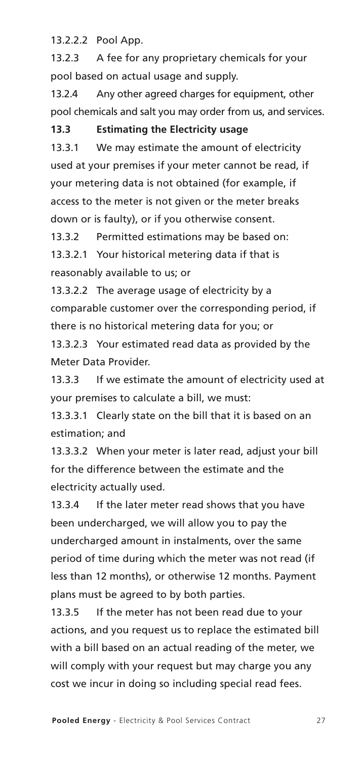13.2.2.2 Pool App.

13.2.3 A fee for any proprietary chemicals for your pool based on actual usage and supply.

13.2.4 Any other agreed charges for equipment, other pool chemicals and salt you may order from us, and services.

**13.3 Estimating the Electricity usage**

13.3.1 We may estimate the amount of electricity used at your premises if your meter cannot be read, if your metering data is not obtained (for example, if access to the meter is not given or the meter breaks down or is faulty), or if you otherwise consent.

13.3.2 Permitted estimations may be based on:

13.3.2.1 Your historical metering data if that is reasonably available to us; or

13.3.2.2 The average usage of electricity by a comparable customer over the corresponding period, if there is no historical metering data for you; or

13.3.2.3 Your estimated read data as provided by the Meter Data Provider.

13.3.3 If we estimate the amount of electricity used at your premises to calculate a bill, we must:

13.3.3.1 Clearly state on the bill that it is based on an estimation; and

13.3.3.2 When your meter is later read, adjust your bill for the difference between the estimate and the electricity actually used.

13.3.4 If the later meter read shows that you have been undercharged, we will allow you to pay the undercharged amount in instalments, over the same period of time during which the meter was not read (if less than 12 months), or otherwise 12 months. Payment plans must be agreed to by both parties.

13.3.5 If the meter has not been read due to your actions, and you request us to replace the estimated bill with a bill based on an actual reading of the meter, we will comply with your request but may charge you any cost we incur in doing so including special read fees.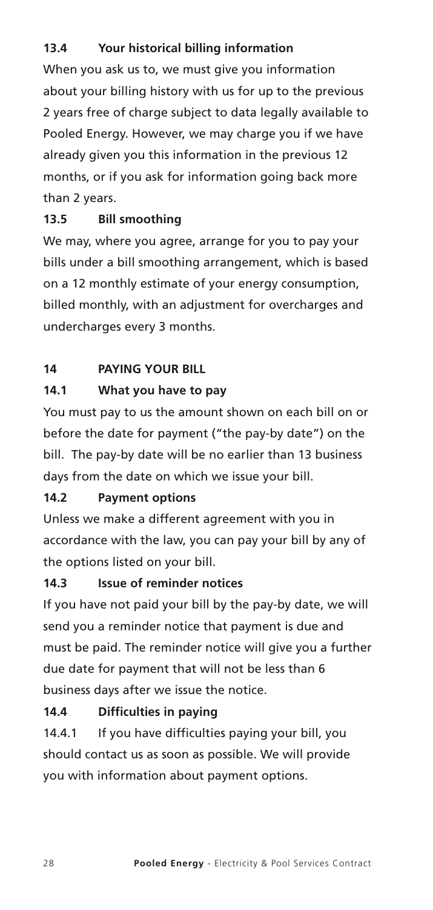### 13.4 Your historical billing information

When you ask us to, we must give you information about your billing history with us for up to the previous 2 years free of charge subject to data legally available to Pooled Energy. However, we may charge you if we have already given you this information in the previous 12 months, or if you ask for information going back more than 2 years.

### 13.5 Bill smoothing

We may, where you agree, arrange for you to pay your bills under a bill smoothing arrangement, which is based on a 12 monthly estimate of your energy consumption, billed monthly, with an adjustment for overcharges and undercharges every 3 months.

## 14 PAYING YOUR BILL

### 14.1 What you have to pay

You must pay to us the amount shown on each bill on or before the date for payment ("the pay-by date") on the bill. The pay-by date will be no earlier than 13 business days from the date on which we issue your bill.

### 14.2 Payment options

Unless we make a different agreement with you in accordance with the law, you can pay your bill by any of the options listed on your bill.

### 14.3 Issue of reminder notices

If you have not paid your bill by the pay-by date, we will send you a reminder notice that payment is due and must be paid. The reminder notice will give you a further due date for payment that will not be less than 6 business days after we issue the notice.

### 14.4 Difficulties in paying

14.4.1 If you have difficulties paying your bill, you should contact us as soon as possible. We will provide you with information about payment options.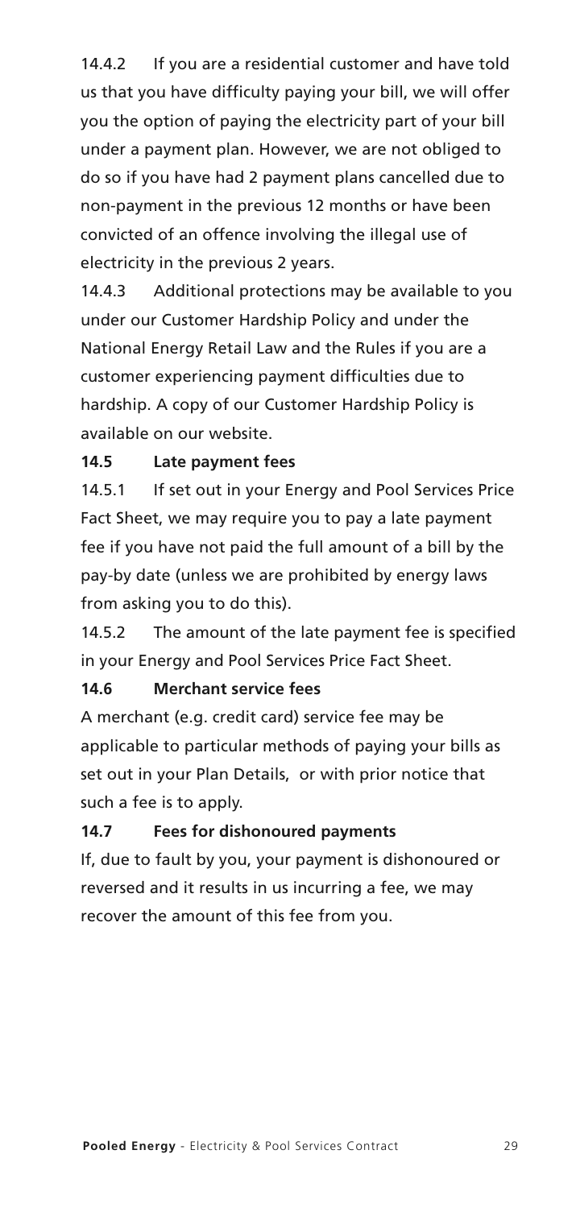14.4.2 If you are a residential customer and have told us that you have difficulty paying your bill, we will offer you the option of paying the electricity part of your bill under a payment plan. However, we are not obliged to do so if you have had 2 payment plans cancelled due to non-payment in the previous 12 months or have been convicted of an offence involving the illegal use of electricity in the previous 2 years.

14.4.3 Additional protections may be available to you under our Customer Hardship Policy and under the National Energy Retail Law and the Rules if you are a customer experiencing payment difficulties due to hardship. A copy of our Customer Hardship Policy is available on our website.

### 14.5 Late payment fees

14.5.1 If set out in your Energy and Pool Services Price Fact Sheet, we may require you to pay a late payment fee if you have not paid the full amount of a bill by the pay-by date (unless we are prohibited by energy laws from asking you to do this).

14.5.2 The amount of the late payment fee is specified in your Energy and Pool Services Price Fact Sheet.

### 14.6 Merchant service fees

A merchant (e.g. credit card) service fee may be applicable to particular methods of paying your bills as set out in your Plan Details, or with prior notice that such a fee is to apply.

### 14.7 Fees for dishonoured payments

If, due to fault by you, your payment is dishonoured or reversed and it results in us incurring a fee, we may recover the amount of this fee from you.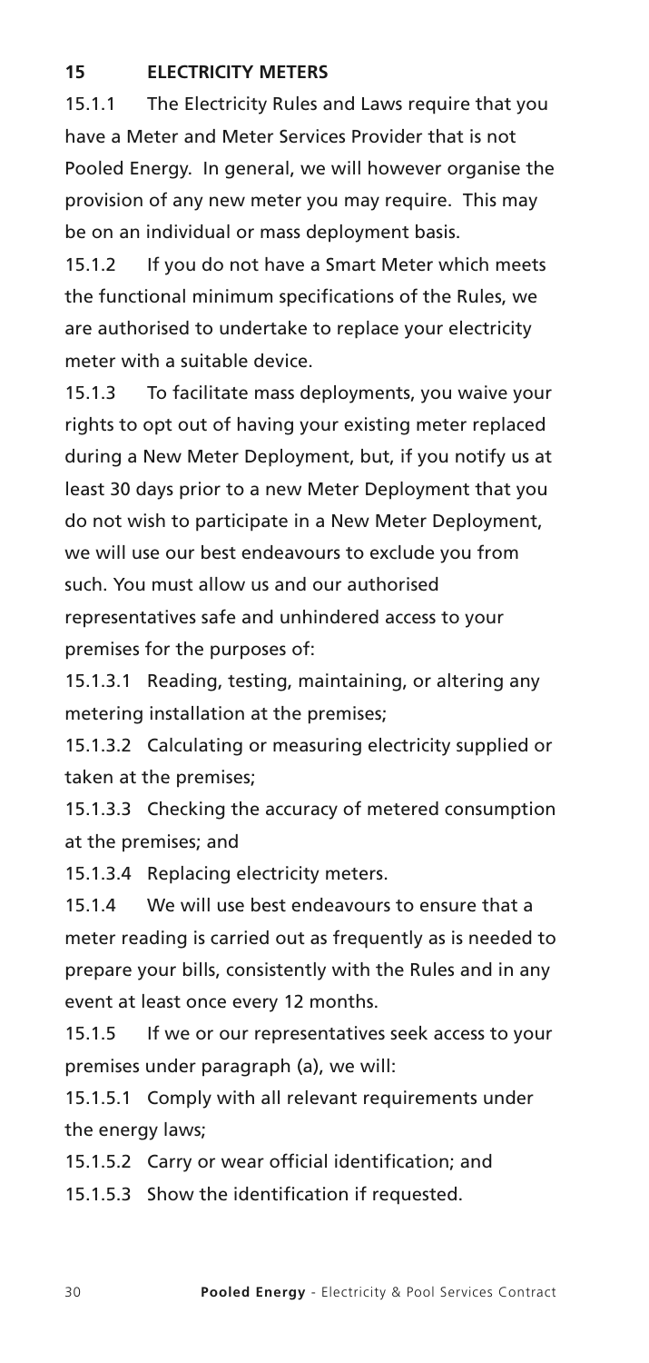## 15 ELECTRICITY METERS

15.1.1 The Electricity Rules and Laws require that you have a Meter and Meter Services Provider that is not Pooled Energy. In general, we will however organise the provision of any new meter you may require. This may be on an individual or mass deployment basis.

15.1.2 If you do not have a Smart Meter which meets the functional minimum specifications of the Rules, we are authorised to undertake to replace your electricity meter with a suitable device.

15.1.3 To facilitate mass deployments, you waive your rights to opt out of having your existing meter replaced during a New Meter Deployment, but, if you notify us at least 30 days prior to a new Meter Deployment that you do not wish to participate in a New Meter Deployment, we will use our best endeavours to exclude you from such. You must allow us and our authorised representatives safe and unhindered access to your premises for the purposes of:

15.1.3.1 Reading, testing, maintaining, or altering any metering installation at the premises;

15.1.3.2 Calculating or measuring electricity supplied or taken at the premises;

15.1.3.3 Checking the accuracy of metered consumption at the premises; and

15.1.3.4 Replacing electricity meters.

15.1.4 We will use best endeavours to ensure that a meter reading is carried out as frequently as is needed to prepare your bills, consistently with the Rules and in any event at least once every 12 months.

15.1.5 If we or our representatives seek access to your premises under paragraph (a), we will:

15.1.5.1 Comply with all relevant requirements under the energy laws;

15.1.5.2 Carry or wear official identification; and

15.1.5.3 Show the identification if requested.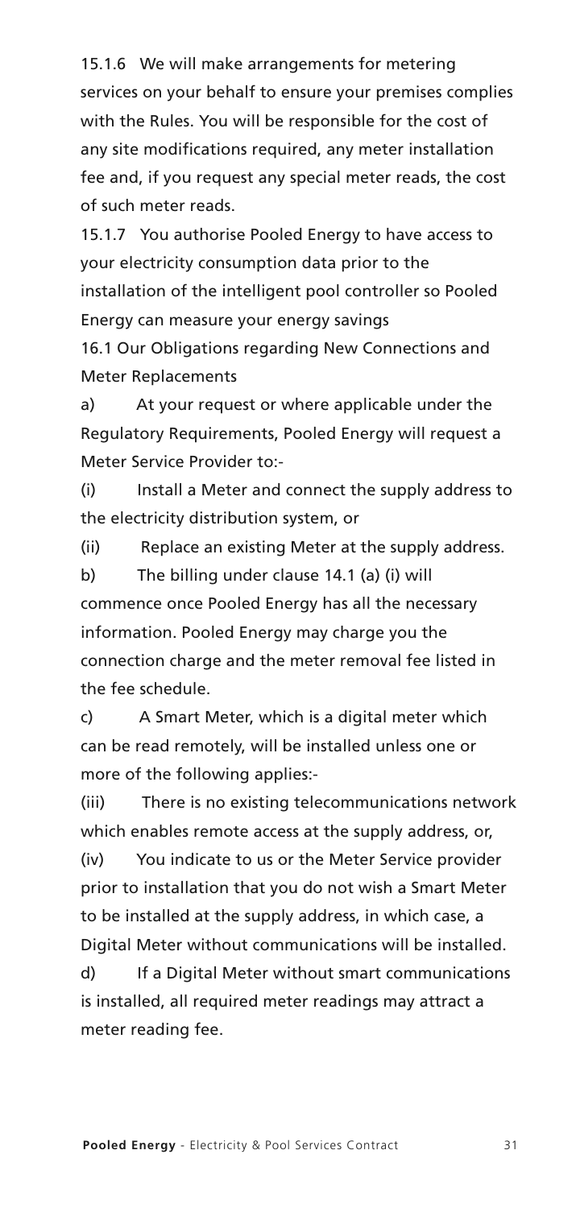15.1.6 We will make arrangements for metering services on your behalf to ensure your premises complies with the Rules. You will be responsible for the cost of any site modifications required, any meter installation fee and, if you request any special meter reads, the cost of such meter reads.

15.1.7 You authorise Pooled Energy to have access to your electricity consumption data prior to the installation of the intelligent pool controller so Pooled Energy can measure your energy savings

16.1 Our Obligations regarding New Connections and Meter Replacements

a) At your request or where applicable under the Regulatory Requirements, Pooled Energy will request a Meter Service Provider to:-

(i) Install a Meter and connect the supply address to the electricity distribution system, or

(ii) Replace an existing Meter at the supply address.

b) The billing under clause 14.1 (a) (i) will commence once Pooled Energy has all the necessary information. Pooled Energy may charge you the connection charge and the meter removal fee listed in the fee schedule.

c) A Smart Meter, which is a digital meter which can be read remotely, will be installed unless one or more of the following applies:-

(iii) There is no existing telecommunications network which enables remote access at the supply address, or,

(iv) You indicate to us or the Meter Service provider prior to installation that you do not wish a Smart Meter to be installed at the supply address, in which case, a Digital Meter without communications will be installed.

d) If a Digital Meter without smart communications is installed, all required meter readings may attract a meter reading fee.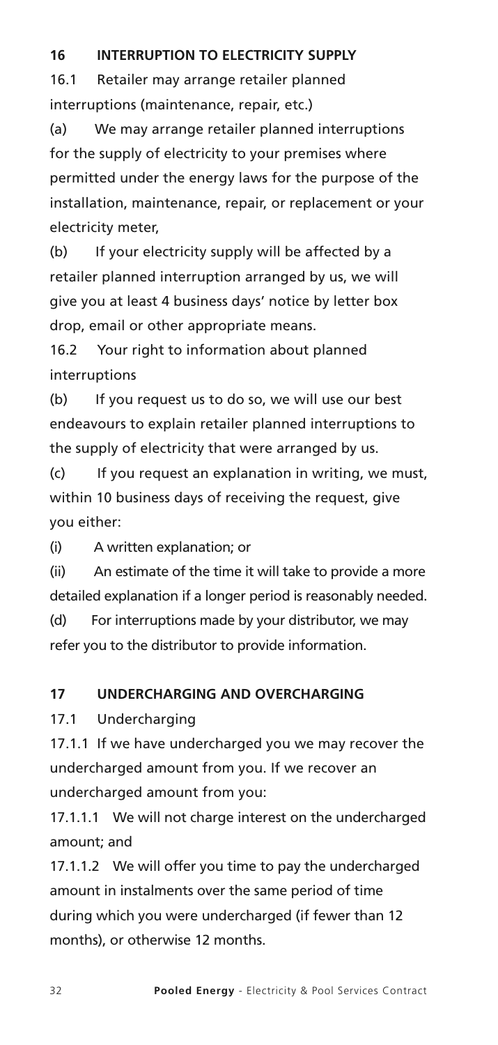## 16 INTERRUPTION TO ELECTRICITY SUPPLY

16.1 Retailer may arrange retailer planned interruptions (maintenance, repair, etc.)

(a) We may arrange retailer planned interruptions for the supply of electricity to your premises where permitted under the energy laws for the purpose of the installation, maintenance, repair, or replacement or your electricity meter,

(b) If your electricity supply will be affected by a retailer planned interruption arranged by us, we will give you at least 4 business days' notice by letter box drop, email or other appropriate means.

16.2 Your right to information about planned interruptions

(b) If you request us to do so, we will use our best endeavours to explain retailer planned interruptions to the supply of electricity that were arranged by us.

(c) If you request an explanation in writing, we must, within 10 business days of receiving the request, give you either:

(i) A written explanation; or

(ii) An estimate of the time it will take to provide a more detailed explanation if a longer period is reasonably needed.

(d) For interruptions made by your distributor, we may refer you to the distributor to provide information.

## 17 UNDERCHARGING AND OVERCHARGING

17.1 Undercharging

17.1.1 If we have undercharged you we may recover the undercharged amount from you. If we recover an undercharged amount from you:

17.1.1.1 We will not charge interest on the undercharged amount; and

17.1.1.2 We will offer you time to pay the undercharged amount in instalments over the same period of time during which you were undercharged (if fewer than 12 months), or otherwise 12 months.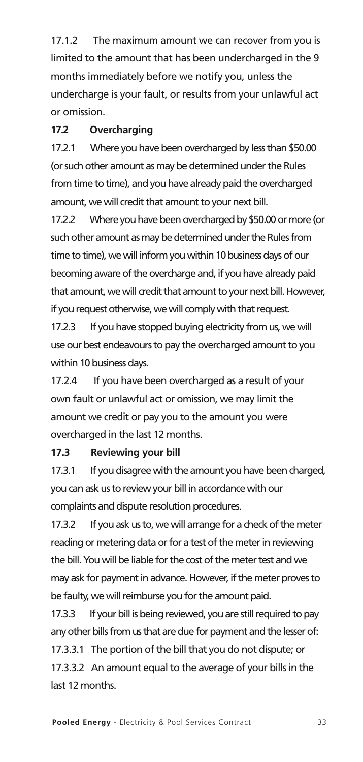17.1.2 The maximum amount we can recover from you is limited to the amount that has been undercharged in the 9 months immediately before we notify you, unless the undercharge is your fault, or results from your unlawful act or omission.

**17.2 Overcharging**

17.2.1 Where you have been overcharged by less than $50.00 (or such other amount as may be determined under the Rules from time to time), and you have already paid the overcharged amount, we will credit that amount to your next bill.

17.2.2 Where you have been overcharged by $50.00 or more (or such other amount as may be determined under the Rules from time to time), we will inform you within 10 business days of our becoming aware of the overcharge and, if you have already paid that amount, we will credit that amount to your next bill. However, if you request otherwise, we will comply with that request.

17.2.3 If you have stopped buying electricity from us, we will use our best endeavours to pay the overcharged amount to you within 10 business days.

17.2.4 If you have been overcharged as a result of your own fault or unlawful act or omission, we may limit the amount we credit or pay you to the amount you were overcharged in the last 12 months.

**17.3 Reviewing your bill**

17.3.1 If you disagree with the amount you have been charged, you can ask us to review your bill in accordance with our complaints and dispute resolution procedures.

17.3.2 If you ask us to, we will arrange for a check of the meter reading or metering data or for a test of the meter in reviewing the bill. You will be liable for the cost of the meter test and we may ask for payment in advance. However, if the meter proves to be faulty, we will reimburse you for the amount paid.

17.3.3 If your bill is being reviewed, you are still required to pay any other bills from us that are due for payment and the lesser of:

17.3.3.1 The portion of the bill that you do not dispute; or

17.3.3.2 An amount equal to the average of your bills in the last 12 months.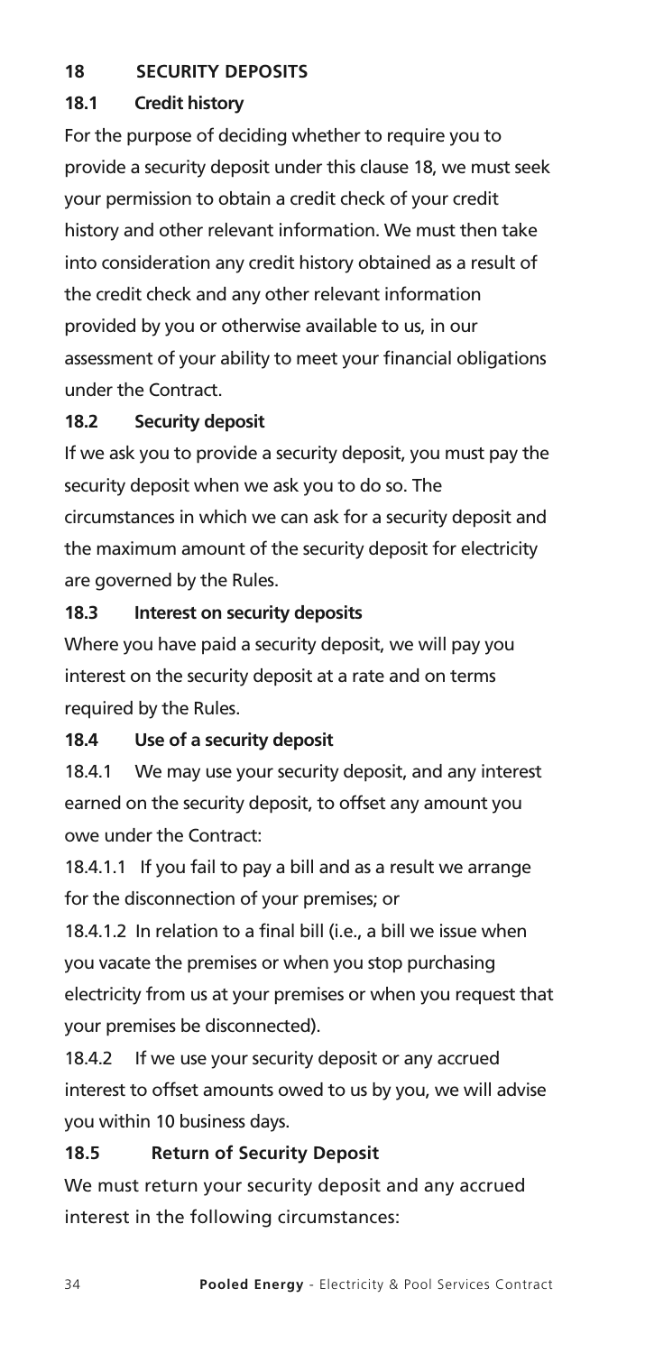## 18 SECURITY DEPOSITS

### 18.1 Credit history

For the purpose of deciding whether to require you to provide a security deposit under this clause 18, we must seek your permission to obtain a credit check of your credit history and other relevant information. We must then take into consideration any credit history obtained as a result of the credit check and any other relevant information provided by you or otherwise available to us, in our assessment of your ability to meet your financial obligations under the Contract.

### 18.2 Security deposit

If we ask you to provide a security deposit, you must pay the security deposit when we ask you to do so. The circumstances in which we can ask for a security deposit and the maximum amount of the security deposit for electricity are governed by the Rules.

### 18.3 Interest on security deposits

Where you have paid a security deposit, we will pay you interest on the security deposit at a rate and on terms required by the Rules.

### 18.4 Use of a security deposit

18.4.1 We may use your security deposit, and any interest earned on the security deposit, to offset any amount you owe under the Contract:

18.4.1.1 If you fail to pay a bill and as a result we arrange for the disconnection of your premises; or

18.4.1.2 In relation to a final bill (i.e., a bill we issue when you vacate the premises or when you stop purchasing electricity from us at your premises or when you request that your premises be disconnected).

18.4.2 If we use your security deposit or any accrued interest to offset amounts owed to us by you, we will advise you within 10 business days.

### 18.5 Return of Security Deposit

We must return your security deposit and any accrued interest in the following circumstances: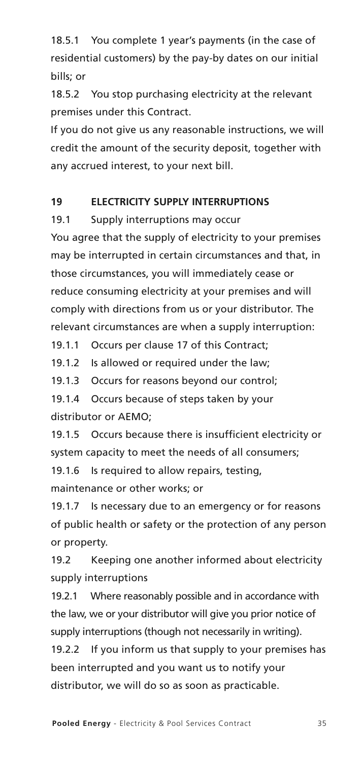18.5.1 You complete 1 year's payments (in the case of residential customers) by the pay-by dates on our initial bills; or

18.5.2 You stop purchasing electricity at the relevant premises under this Contract.

If you do not give us any reasonable instructions, we will credit the amount of the security deposit, together with any accrued interest, to your next bill.

## 19 ELECTRICITY SUPPLY INTERRUPTIONS

19.1 Supply interruptions may occur

You agree that the supply of electricity to your premises may be interrupted in certain circumstances and that, in those circumstances, you will immediately cease or reduce consuming electricity at your premises and will comply with directions from us or your distributor. The relevant circumstances are when a supply interruption:

19.1.1 Occurs per clause 17 of this Contract;

19.1.2 Is allowed or required under the law;

19.1.3 Occurs for reasons beyond our control;

19.1.4 Occurs because of steps taken by your distributor or AEMO;

19.1.5 Occurs because there is insufficient electricity or system capacity to meet the needs of all consumers;

19.1.6 Is required to allow repairs, testing, maintenance or other works; or

19.1.7 Is necessary due to an emergency or for reasons of public health or safety or the protection of any person or property.

19.2 Keeping one another informed about electricity supply interruptions

19.2.1 Where reasonably possible and in accordance with the law, we or your distributor will give you prior notice of supply interruptions (though not necessarily in writing).

19.2.2 If you inform us that supply to your premises has been interrupted and you want us to notify your distributor, we will do so as soon as practicable.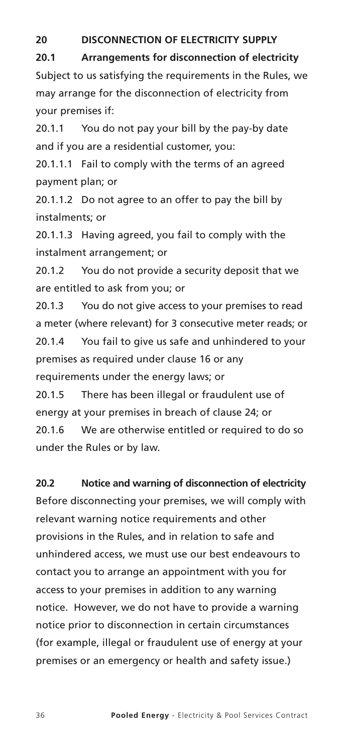## 20 DISCONNECTION OF ELECTRICITY SUPPLY

### 20.1 Arrangements for disconnection of electricity

Subject to us satisfying the requirements in the Rules, we may arrange for the disconnection of electricity from your premises if:

20.1.1 You do not pay your bill by the pay-by date and if you are a residential customer, you:

20.1.1.1 Fail to comply with the terms of an agreed payment plan; or

20.1.1.2 Do not agree to an offer to pay the bill by instalments; or

20.1.1.3 Having agreed, you fail to comply with the instalment arrangement; or

20.1.2 You do not provide a security deposit that we are entitled to ask from you; or

20.1.3 You do not give access to your premises to read a meter (where relevant) for 3 consecutive meter reads; or

20.1.4 You fail to give us safe and unhindered to your premises as required under clause 16 or any requirements under the energy laws; or

20.1.5 There has been illegal or fraudulent use of energy at your premises in breach of clause 24; or

20.1.6 We are otherwise entitled or required to do so under the Rules or by law.

### 20.2 Notice and warning of disconnection of electricity

Before disconnecting your premises, we will comply with relevant warning notice requirements and other provisions in the Rules, and in relation to safe and unhindered access, we must use our best endeavours to contact you to arrange an appointment with you for access to your premises in addition to any warning notice. However, we do not have to provide a warning notice prior to disconnection in certain circumstances (for example, illegal or fraudulent use of energy at your premises or an emergency or health and safety issue.)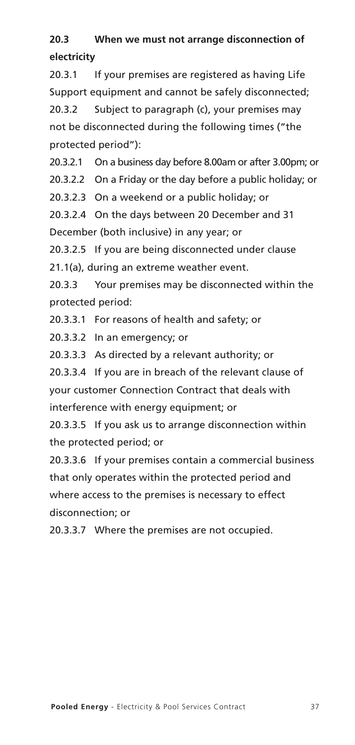## 20.3 When we must not arrange disconnection of electricity

20.3.1 If your premises are registered as having Life Support equipment and cannot be safely disconnected;

20.3.2 Subject to paragraph (c), your premises may not be disconnected during the following times ("the protected period"):

20.3.2.1 On a business day before 8.00am or after 3.00pm; or

20.3.2.2 On a Friday or the day before a public holiday; or

20.3.2.3 On a weekend or a public holiday; or

20.3.2.4 On the days between 20 December and 31 December (both inclusive) in any year; or

20.3.2.5 If you are being disconnected under clause 21.1(a), during an extreme weather event.

20.3.3 Your premises may be disconnected within the protected period:

20.3.3.1 For reasons of health and safety; or

20.3.3.2 In an emergency; or

20.3.3.3 As directed by a relevant authority; or

20.3.3.4 If you are in breach of the relevant clause of your customer Connection Contract that deals with interference with energy equipment; or

20.3.3.5 If you ask us to arrange disconnection within the protected period; or

20.3.3.6 If your premises contain a commercial business that only operates within the protected period and where access to the premises is necessary to effect disconnection; or

20.3.3.7 Where the premises are not occupied.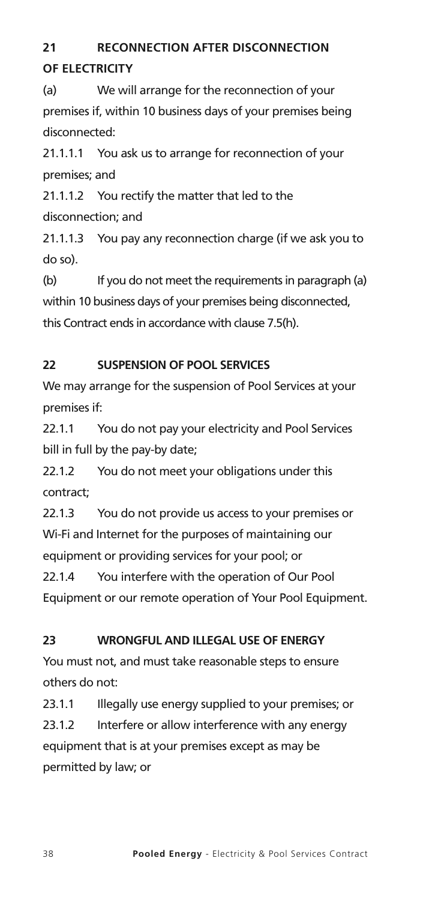## 21 RECONNECTION AFTER DISCONNECTION OF ELECTRICITY

(a) We will arrange for the reconnection of your premises if, within 10 business days of your premises being disconnected:

21.1.1.1 You ask us to arrange for reconnection of your premises; and

21.1.1.2 You rectify the matter that led to the disconnection; and

21.1.1.3 You pay any reconnection charge (if we ask you to do so).

(b) If you do not meet the requirements in paragraph (a) within 10 business days of your premises being disconnected, this Contract ends in accordance with clause 7.5(h).

## 22 SUSPENSION OF POOL SERVICES

We may arrange for the suspension of Pool Services at your premises if:

22.1.1 You do not pay your electricity and Pool Services bill in full by the pay-by date;

22.1.2 You do not meet your obligations under this contract;

22.1.3 You do not provide us access to your premises or Wi-Fi and Internet for the purposes of maintaining our equipment or providing services for your pool; or

22.1.4 You interfere with the operation of Our Pool Equipment or our remote operation of Your Pool Equipment.

## 23 WRONGFUL AND ILLEGAL USE OF ENERGY

You must not, and must take reasonable steps to ensure others do not:

23.1.1 Illegally use energy supplied to your premises; or

23.1.2 Interfere or allow interference with any energy equipment that is at your premises except as may be permitted by law; or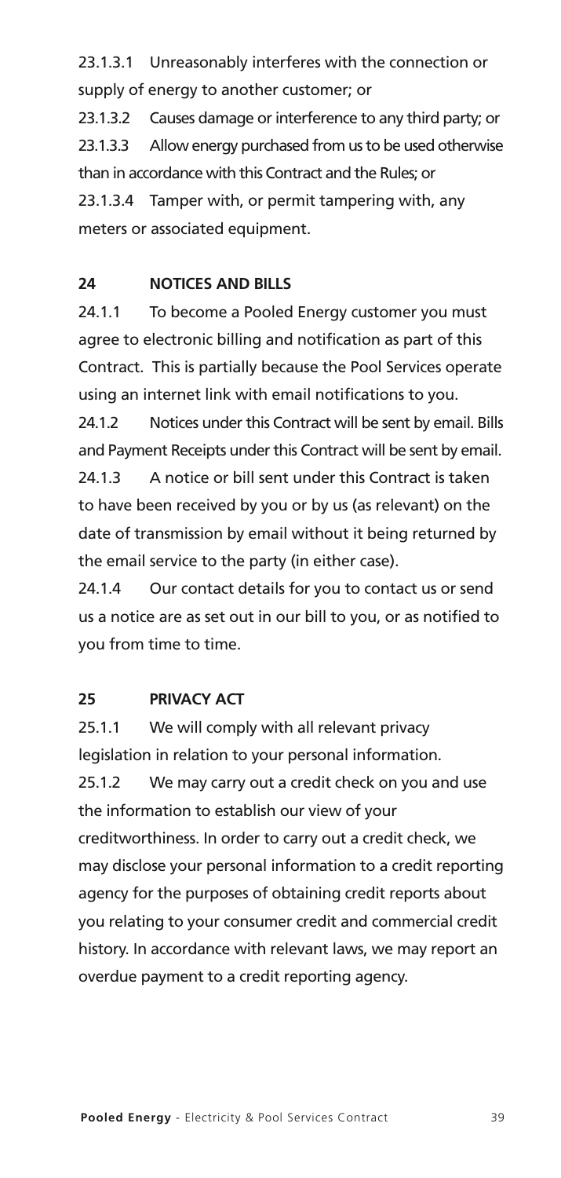23.1.3.1 Unreasonably interferes with the connection or supply of energy to another customer; or

23.1.3.2 Causes damage or interference to any third party; or

23.1.3.3 Allow energy purchased from us to be used otherwise than in accordance with this Contract and the Rules; or

23.1.3.4 Tamper with, or permit tampering with, any meters or associated equipment.

## 24 NOTICES AND BILLS

24.1.1 To become a Pooled Energy customer you must agree to electronic billing and notification as part of this Contract. This is partially because the Pool Services operate using an internet link with email notifications to you.

24.1.2 Notices under this Contract will be sent by email. Bills and Payment Receipts under this Contract will be sent by email.

24.1.3 A notice or bill sent under this Contract is taken to have been received by you or by us (as relevant) on the date of transmission by email without it being returned by the email service to the party (in either case).

24.1.4 Our contact details for you to contact us or send us a notice are as set out in our bill to you, or as notified to you from time to time.

## 25 PRIVACY ACT

25.1.1 We will comply with all relevant privacy legislation in relation to your personal information.

25.1.2 We may carry out a credit check on you and use the information to establish our view of your creditworthiness. In order to carry out a credit check, we may disclose your personal information to a credit reporting agency for the purposes of obtaining credit reports about you relating to your consumer credit and commercial credit history. In accordance with relevant laws, we may report an overdue payment to a credit reporting agency.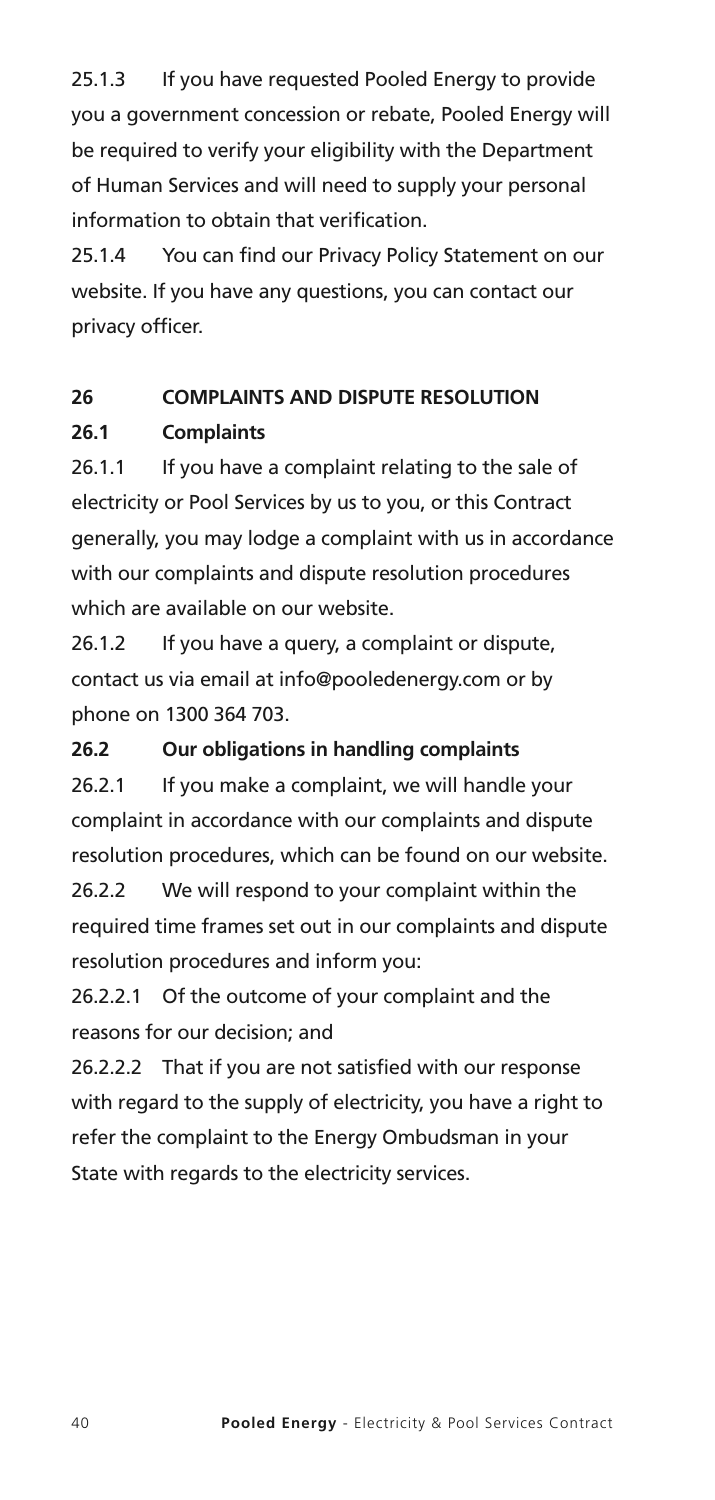25.1.3 If you have requested Pooled Energy to provide you a government concession or rebate, Pooled Energy will be required to verify your eligibility with the Department of Human Services and will need to supply your personal information to obtain that verification.

25.1.4 You can find our Privacy Policy Statement on our website. If you have any questions, you can contact our privacy officer.

## 26 COMPLAINTS AND DISPUTE RESOLUTION

### 26.1 Complaints

26.1.1 If you have a complaint relating to the sale of electricity or Pool Services by us to you, or this Contract generally, you may lodge a complaint with us in accordance with our complaints and dispute resolution procedures which are available on our website.

26.1.2 If you have a query, a complaint or dispute, contact us via email at info@pooledenergy.com or by phone on 1300 364 703.

### 26.2 Our obligations in handling complaints

26.2.1 If you make a complaint, we will handle your complaint in accordance with our complaints and dispute resolution procedures, which can be found on our website.

26.2.2 We will respond to your complaint within the required time frames set out in our complaints and dispute resolution procedures and inform you:

26.2.2.1 Of the outcome of your complaint and the reasons for our decision; and

26.2.2.2 That if you are not satisfied with our response with regard to the supply of electricity, you have a right to refer the complaint to the Energy Ombudsman in your State with regards to the electricity services.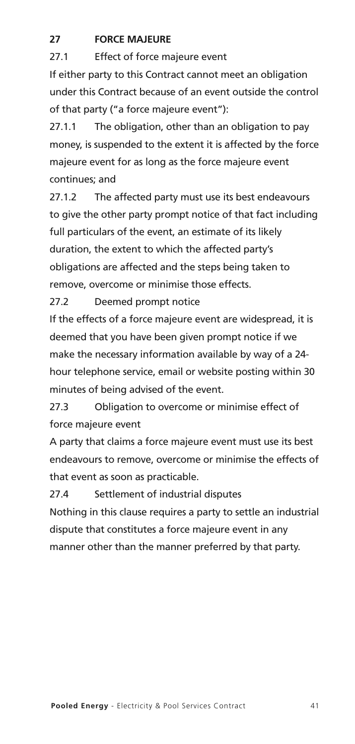## 27 FORCE MAJEURE

### 27.1 Effect of force majeure event

If either party to this Contract cannot meet an obligation under this Contract because of an event outside the control of that party ("a force majeure event"):

27.1.1 The obligation, other than an obligation to pay money, is suspended to the extent it is affected by the force majeure event for as long as the force majeure event continues; and

27.1.2 The affected party must use its best endeavours to give the other party prompt notice of that fact including full particulars of the event, an estimate of its likely duration, the extent to which the affected party's obligations are affected and the steps being taken to remove, overcome or minimise those effects.

### 27.2 Deemed prompt notice

If the effects of a force majeure event are widespread, it is deemed that you have been given prompt notice if we make the necessary information available by way of a 24-hour telephone service, email or website posting within 30 minutes of being advised of the event.

### 27.3 Obligation to overcome or minimise effect of force majeure event

A party that claims a force majeure event must use its best endeavours to remove, overcome or minimise the effects of that event as soon as practicable.

### 27.4 Settlement of industrial disputes

Nothing in this clause requires a party to settle an industrial dispute that constitutes a force majeure event in any manner other than the manner preferred by that party.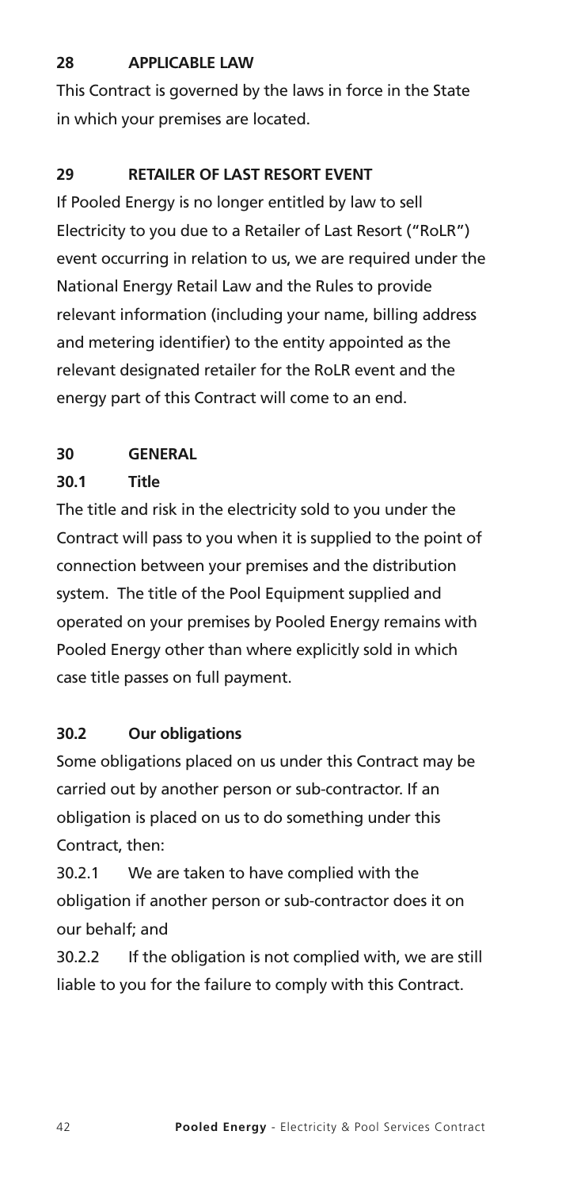## 28 APPLICABLE LAW

This Contract is governed by the laws in force in the State in which your premises are located.

## 29 RETAILER OF LAST RESORT EVENT

If Pooled Energy is no longer entitled by law to sell Electricity to you due to a Retailer of Last Resort ("RoLR") event occurring in relation to us, we are required under the National Energy Retail Law and the Rules to provide relevant information (including your name, billing address and metering identifier) to the entity appointed as the relevant designated retailer for the RoLR event and the energy part of this Contract will come to an end.

## 30 GENERAL

### 30.1 Title

The title and risk in the electricity sold to you under the Contract will pass to you when it is supplied to the point of connection between your premises and the distribution system. The title of the Pool Equipment supplied and operated on your premises by Pooled Energy remains with Pooled Energy other than where explicitly sold in which case title passes on full payment.

### 30.2 Our obligations

Some obligations placed on us under this Contract may be carried out by another person or sub-contractor. If an obligation is placed on us to do something under this Contract, then:

30.2.1 We are taken to have complied with the obligation if another person or sub-contractor does it on our behalf; and

30.2.2 If the obligation is not complied with, we are still liable to you for the failure to comply with this Contract.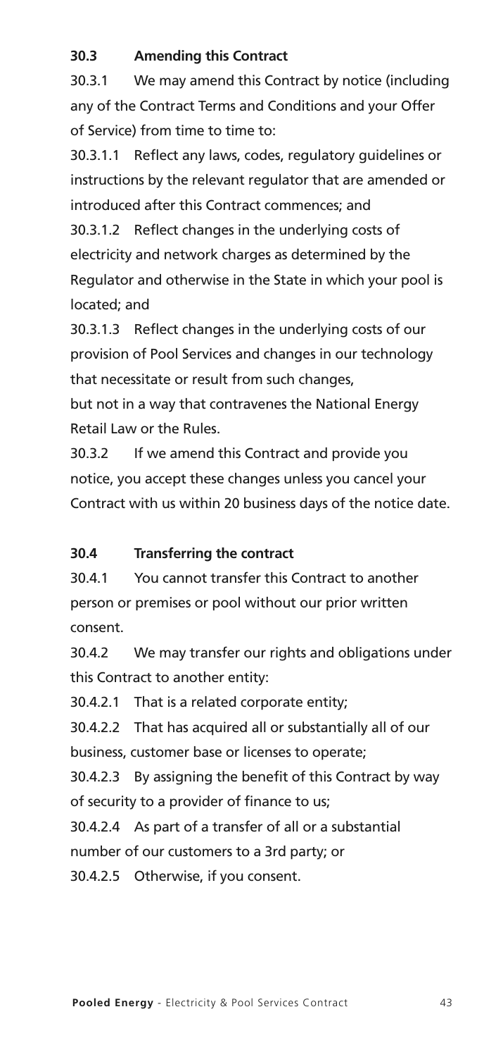**30.3 Amending this Contract**

30.3.1 We may amend this Contract by notice (including any of the Contract Terms and Conditions and your Offer of Service) from time to time to:

30.3.1.1 Reflect any laws, codes, regulatory guidelines or instructions by the relevant regulator that are amended or introduced after this Contract commences; and

30.3.1.2 Reflect changes in the underlying costs of electricity and network charges as determined by the Regulator and otherwise in the State in which your pool is located; and

30.3.1.3 Reflect changes in the underlying costs of our provision of Pool Services and changes in our technology that necessitate or result from such changes,

but not in a way that contravenes the National Energy Retail Law or the Rules.

30.3.2 If we amend this Contract and provide you notice, you accept these changes unless you cancel your Contract with us within 20 business days of the notice date.

**30.4 Transferring the contract**

30.4.1 You cannot transfer this Contract to another person or premises or pool without our prior written consent.

30.4.2 We may transfer our rights and obligations under this Contract to another entity:

30.4.2.1 That is a related corporate entity;

30.4.2.2 That has acquired all or substantially all of our business, customer base or licenses to operate;

30.4.2.3 By assigning the benefit of this Contract by way of security to a provider of finance to us;

30.4.2.4 As part of a transfer of all or a substantial number of our customers to a 3rd party; or

30.4.2.5 Otherwise, if you consent.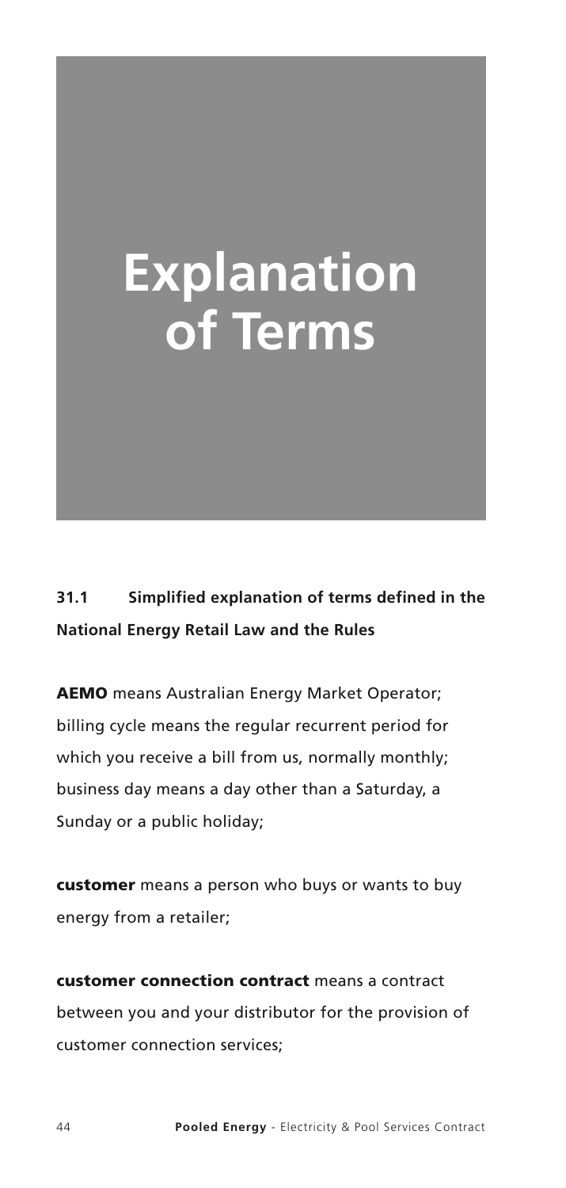# Explanation of Terms

**31.1 Simplified explanation of terms defined in the National Energy Retail Law and the Rules**

**AEMO** means Australian Energy Market Operator; billing cycle means the regular recurrent period for which you receive a bill from us, normally monthly; business day means a day other than a Saturday, a Sunday or a public holiday;

**customer** means a person who buys or wants to buy energy from a retailer;

**customer connection contract** means a contract between you and your distributor for the provision of customer connection services;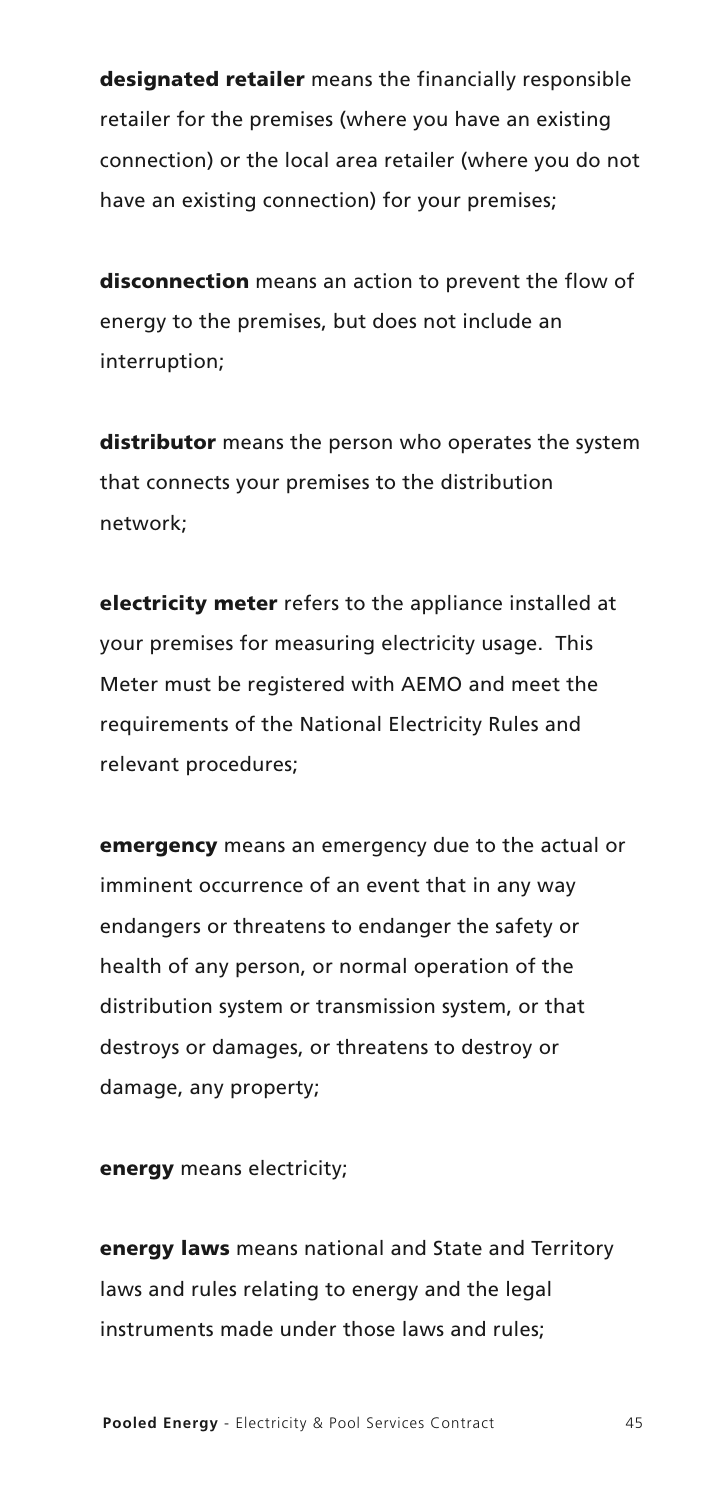**designated retailer** means the financially responsible retailer for the premises (where you have an existing connection) or the local area retailer (where you do not have an existing connection) for your premises;

**disconnection** means an action to prevent the flow of energy to the premises, but does not include an interruption;

**distributor** means the person who operates the system that connects your premises to the distribution network;

**electricity meter** refers to the appliance installed at your premises for measuring electricity usage. This Meter must be registered with AEMO and meet the requirements of the National Electricity Rules and relevant procedures;

**emergency** means an emergency due to the actual or imminent occurrence of an event that in any way endangers or threatens to endanger the safety or health of any person, or normal operation of the distribution system or transmission system, or that destroys or damages, or threatens to destroy or damage, any property;

**energy** means electricity;

**energy laws** means national and State and Territory laws and rules relating to energy and the legal instruments made under those laws and rules;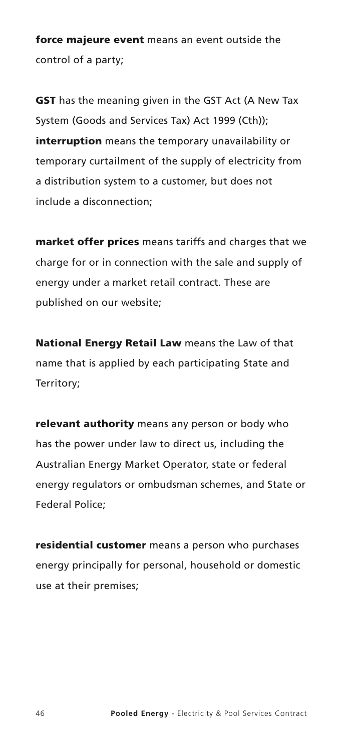**force majeure event** means an event outside the control of a party;

**GST** has the meaning given in the GST Act (A New Tax System (Goods and Services Tax) Act 1999 (Cth));
**interruption** means the temporary unavailability or temporary curtailment of the supply of electricity from a distribution system to a customer, but does not include a disconnection;

**market offer prices** means tariffs and charges that we charge for or in connection with the sale and supply of energy under a market retail contract. These are published on our website;

**National Energy Retail Law** means the Law of that name that is applied by each participating State and Territory;

**relevant authority** means any person or body who has the power under law to direct us, including the Australian Energy Market Operator, state or federal energy regulators or ombudsman schemes, and State or Federal Police;

**residential customer** means a person who purchases energy principally for personal, household or domestic use at their premises;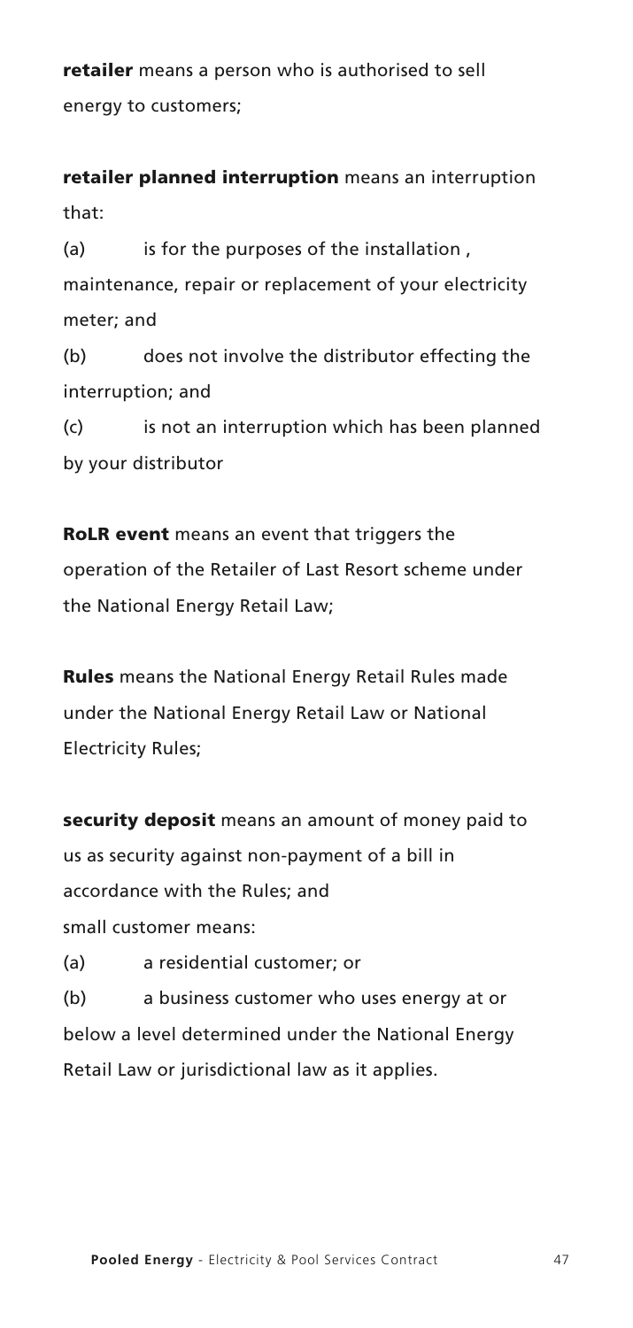**retailer** means a person who is authorised to sell energy to customers;

**retailer planned interruption** means an interruption that:

(a) is for the purposes of the installation , maintenance, repair or replacement of your electricity meter; and

(b) does not involve the distributor effecting the interruption; and

(c) is not an interruption which has been planned by your distributor

**RoLR event** means an event that triggers the operation of the Retailer of Last Resort scheme under the National Energy Retail Law;

**Rules** means the National Energy Retail Rules made under the National Energy Retail Law or National Electricity Rules;

**security deposit** means an amount of money paid to us as security against non-payment of a bill in accordance with the Rules; and

small customer means:

(a) a residential customer; or

(b) a business customer who uses energy at or below a level determined under the National Energy Retail Law or jurisdictional law as it applies.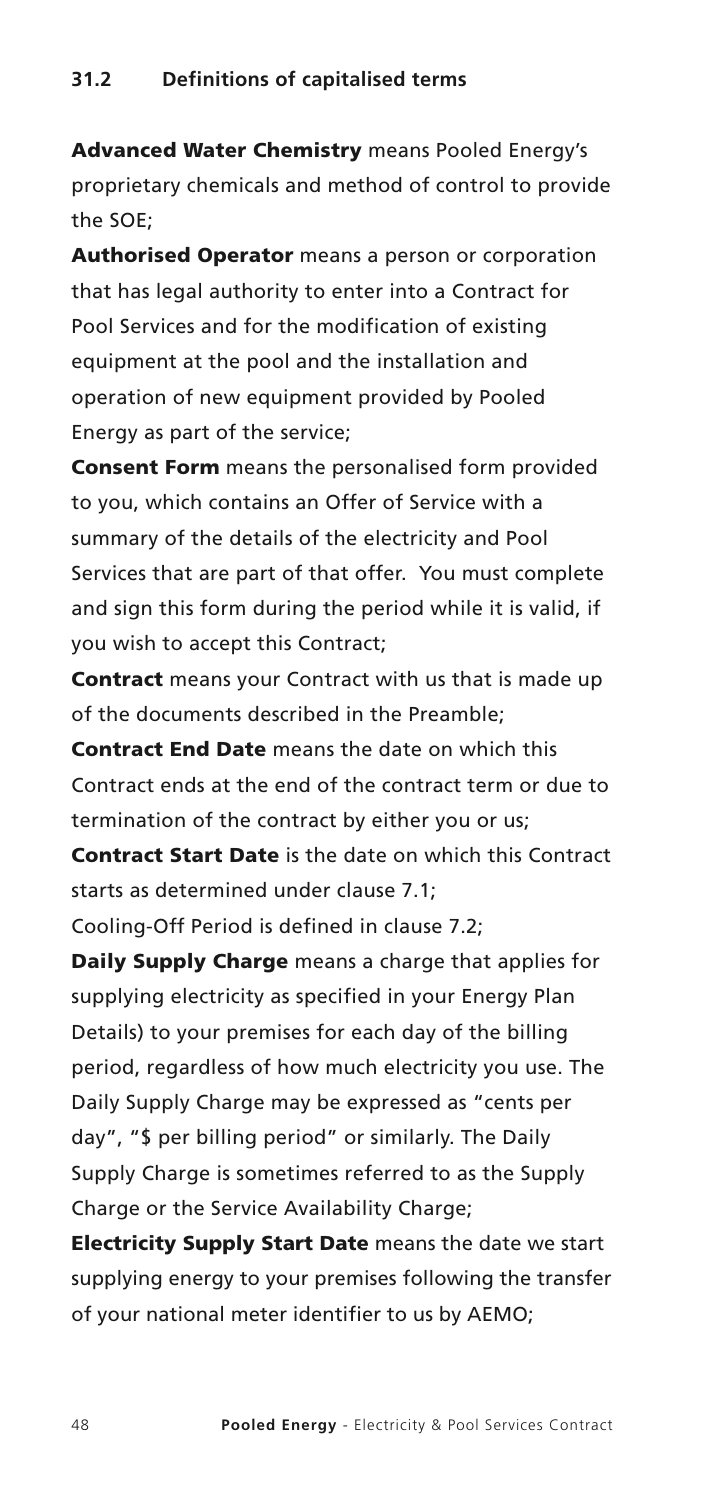### 31.2 Definitions of capitalised terms

**Advanced Water Chemistry** means Pooled Energy's proprietary chemicals and method of control to provide the SOE;

**Authorised Operator** means a person or corporation that has legal authority to enter into a Contract for Pool Services and for the modification of existing equipment at the pool and the installation and operation of new equipment provided by Pooled Energy as part of the service;

**Consent Form** means the personalised form provided to you, which contains an Offer of Service with a summary of the details of the electricity and Pool Services that are part of that offer. You must complete and sign this form during the period while it is valid, if you wish to accept this Contract;

**Contract** means your Contract with us that is made up of the documents described in the Preamble;

**Contract End Date** means the date on which this Contract ends at the end of the contract term or due to termination of the contract by either you or us;

**Contract Start Date** is the date on which this Contract starts as determined under clause 7.1;

Cooling-Off Period is defined in clause 7.2;

**Daily Supply Charge** means a charge that applies for supplying electricity as specified in your Energy Plan Details) to your premises for each day of the billing period, regardless of how much electricity you use. The Daily Supply Charge may be expressed as "cents per day", "$ per billing period" or similarly. The Daily Supply Charge is sometimes referred to as the Supply Charge or the Service Availability Charge;

**Electricity Supply Start Date** means the date we start supplying energy to your premises following the transfer of your national meter identifier to us by AEMO;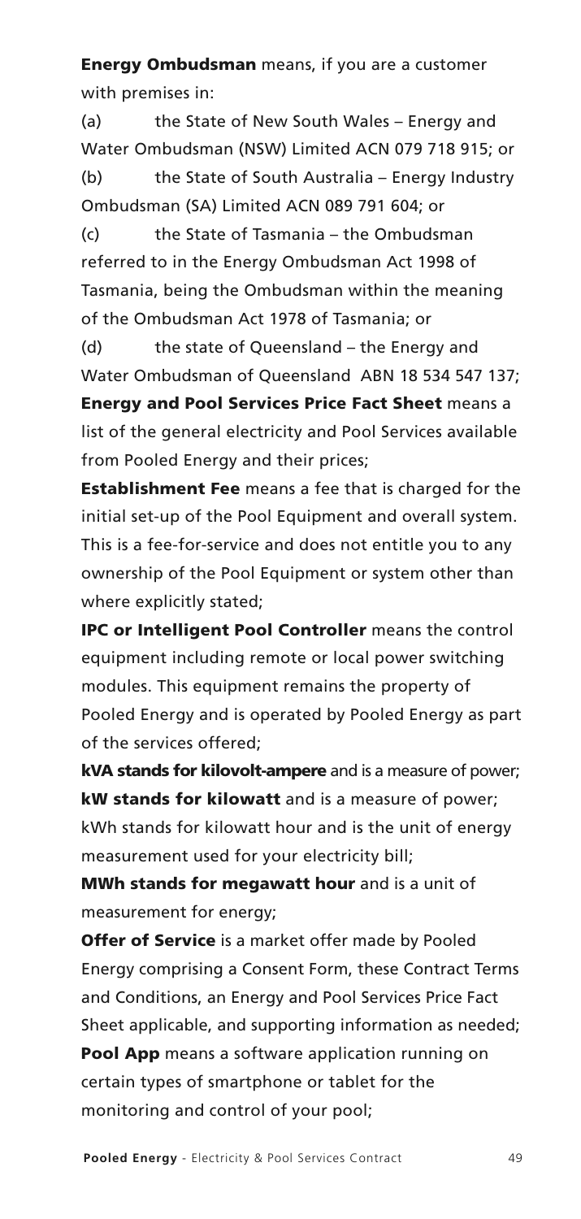**Energy Ombudsman** means, if you are a customer with premises in:

(a) the State of New South Wales – Energy and Water Ombudsman (NSW) Limited ACN 079 718 915; or

(b) the State of South Australia – Energy Industry Ombudsman (SA) Limited ACN 089 791 604; or

(c) the State of Tasmania – the Ombudsman referred to in the Energy Ombudsman Act 1998 of Tasmania, being the Ombudsman within the meaning of the Ombudsman Act 1978 of Tasmania; or

(d) the state of Queensland – the Energy and Water Ombudsman of Queensland ABN 18 534 547 137;

**Energy and Pool Services Price Fact Sheet** means a list of the general electricity and Pool Services available from Pooled Energy and their prices;

**Establishment Fee** means a fee that is charged for the initial set-up of the Pool Equipment and overall system. This is a fee-for-service and does not entitle you to any ownership of the Pool Equipment or system other than where explicitly stated;

**IPC or Intelligent Pool Controller** means the control equipment including remote or local power switching modules. This equipment remains the property of Pooled Energy and is operated by Pooled Energy as part of the services offered;

**kVA stands for kilovolt-ampere** and is a measure of power;

**kW stands for kilowatt** and is a measure of power;

kWh stands for kilowatt hour and is the unit of energy measurement used for your electricity bill;

**MWh stands for megawatt hour** and is a unit of measurement for energy;

**Offer of Service** is a market offer made by Pooled Energy comprising a Consent Form, these Contract Terms and Conditions, an Energy and Pool Services Price Fact Sheet applicable, and supporting information as needed;

**Pool App** means a software application running on certain types of smartphone or tablet for the monitoring and control of your pool;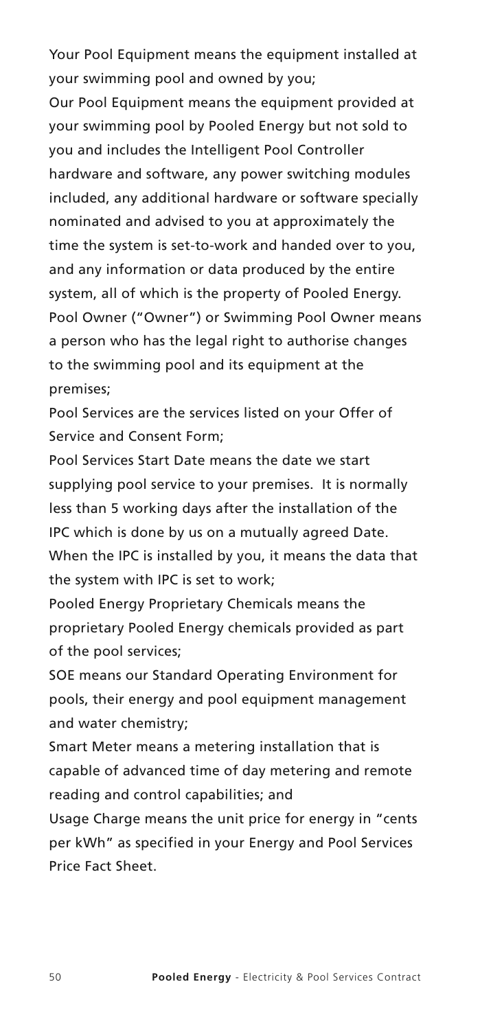Your Pool Equipment means the equipment installed at your swimming pool and owned by you;

Our Pool Equipment means the equipment provided at your swimming pool by Pooled Energy but not sold to you and includes the Intelligent Pool Controller hardware and software, any power switching modules included, any additional hardware or software specially nominated and advised to you at approximately the time the system is set-to-work and handed over to you, and any information or data produced by the entire system, all of which is the property of Pooled Energy.

Pool Owner ("Owner") or Swimming Pool Owner means a person who has the legal right to authorise changes to the swimming pool and its equipment at the premises;

Pool Services are the services listed on your Offer of Service and Consent Form;

Pool Services Start Date means the date we start supplying pool service to your premises. It is normally less than 5 working days after the installation of the IPC which is done by us on a mutually agreed Date. When the IPC is installed by you, it means the data that the system with IPC is set to work;

Pooled Energy Proprietary Chemicals means the proprietary Pooled Energy chemicals provided as part of the pool services;

SOE means our Standard Operating Environment for pools, their energy and pool equipment management and water chemistry;

Smart Meter means a metering installation that is capable of advanced time of day metering and remote reading and control capabilities; and

Usage Charge means the unit price for energy in "cents per kWh" as specified in your Energy and Pool Services Price Fact Sheet.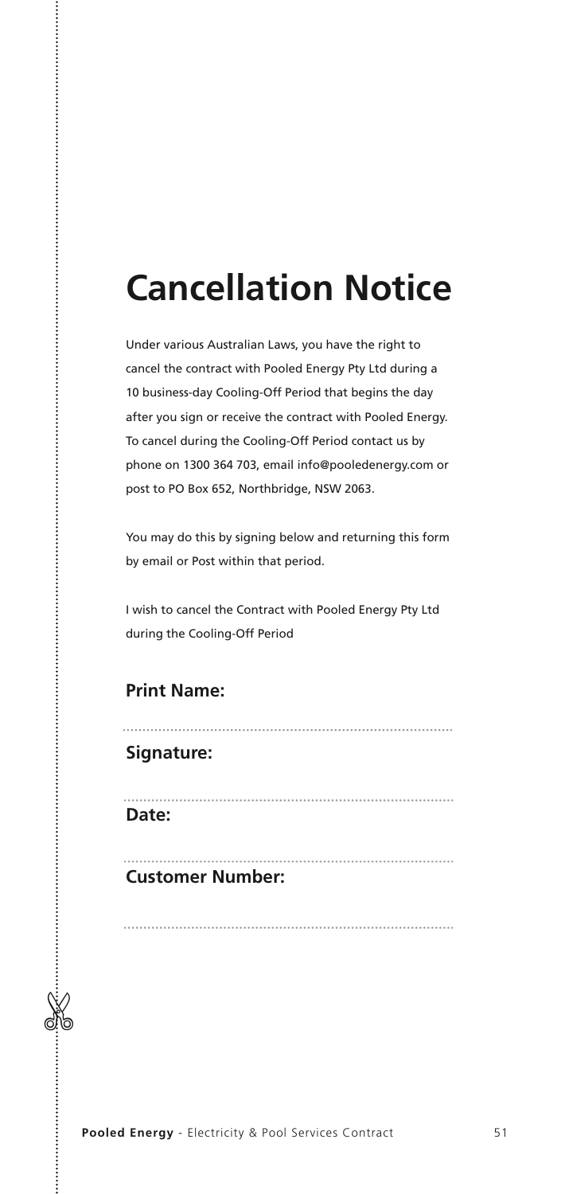# Cancellation Notice

Under various Australian Laws, you have the right to cancel the contract with Pooled Energy Pty Ltd during a 10 business-day Cooling-Off Period that begins the day after you sign or receive the contract with Pooled Energy. To cancel during the Cooling-Off Period contact us by phone on 1300 364 703, email info@pooledenergy.com or post to PO Box 652, Northbridge, NSW 2063.

You may do this by signing below and returning this form by email or Post within that period.

I wish to cancel the Contract with Pooled Energy Pty Ltd during the Cooling-Off Period

**Print Name:**

..............................................................................

**Signature:**

..............................................................................

**Date:**

..............................................................................

**Customer Number:**

..............................................................................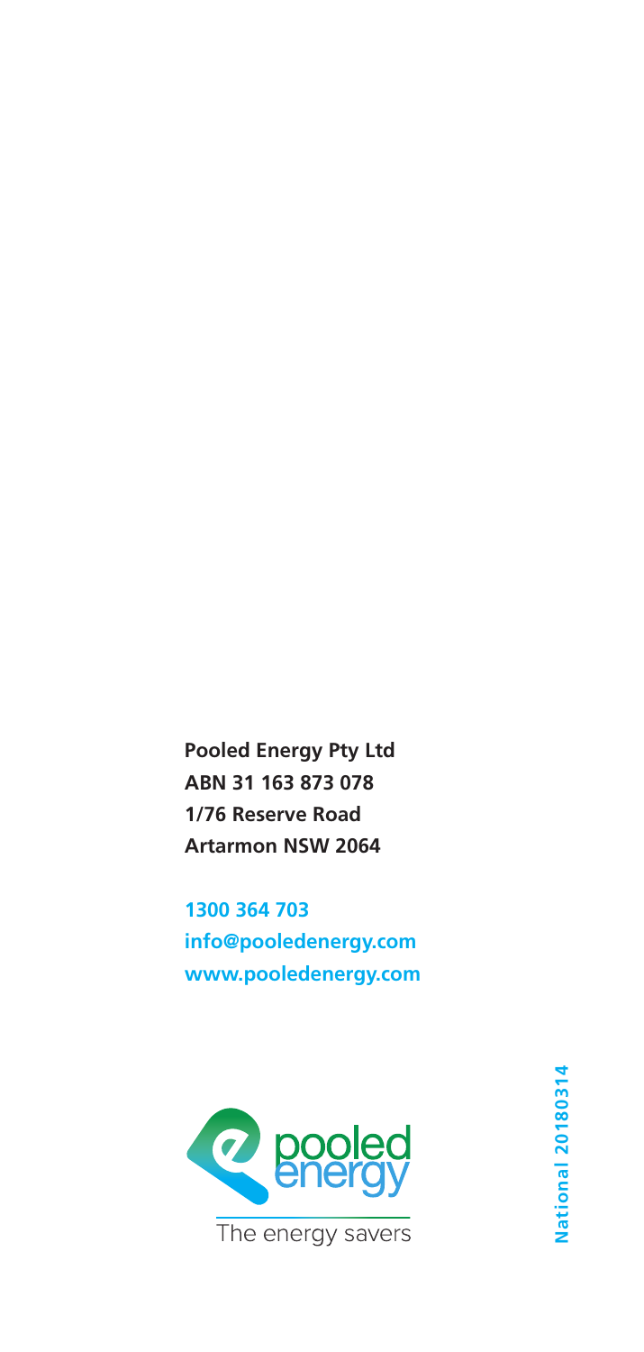**Pooled Energy Pty Ltd**
**ABN 31 163 873 078**
**1/76 Reserve Road**
**Artarmon NSW 2064**

**1300 364 703**
**info@pooledenergy.com**
**www.pooledenergy.com**

pooled energy

The energy savers

**National 20180314**